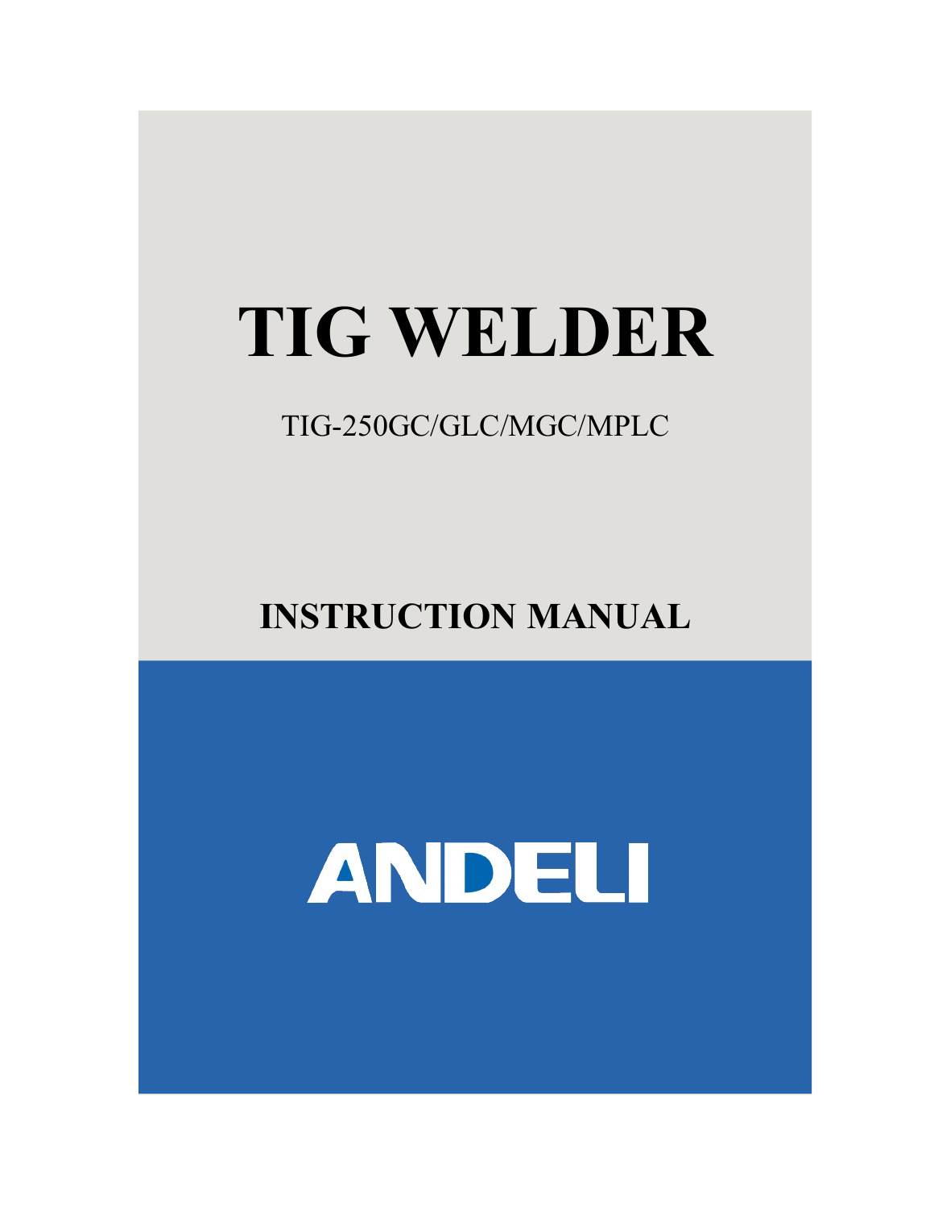# TIG WELDER

TIG-250GC/GLC/MGC/MPLC

## INSTRUCTION MANUAL

ANDELI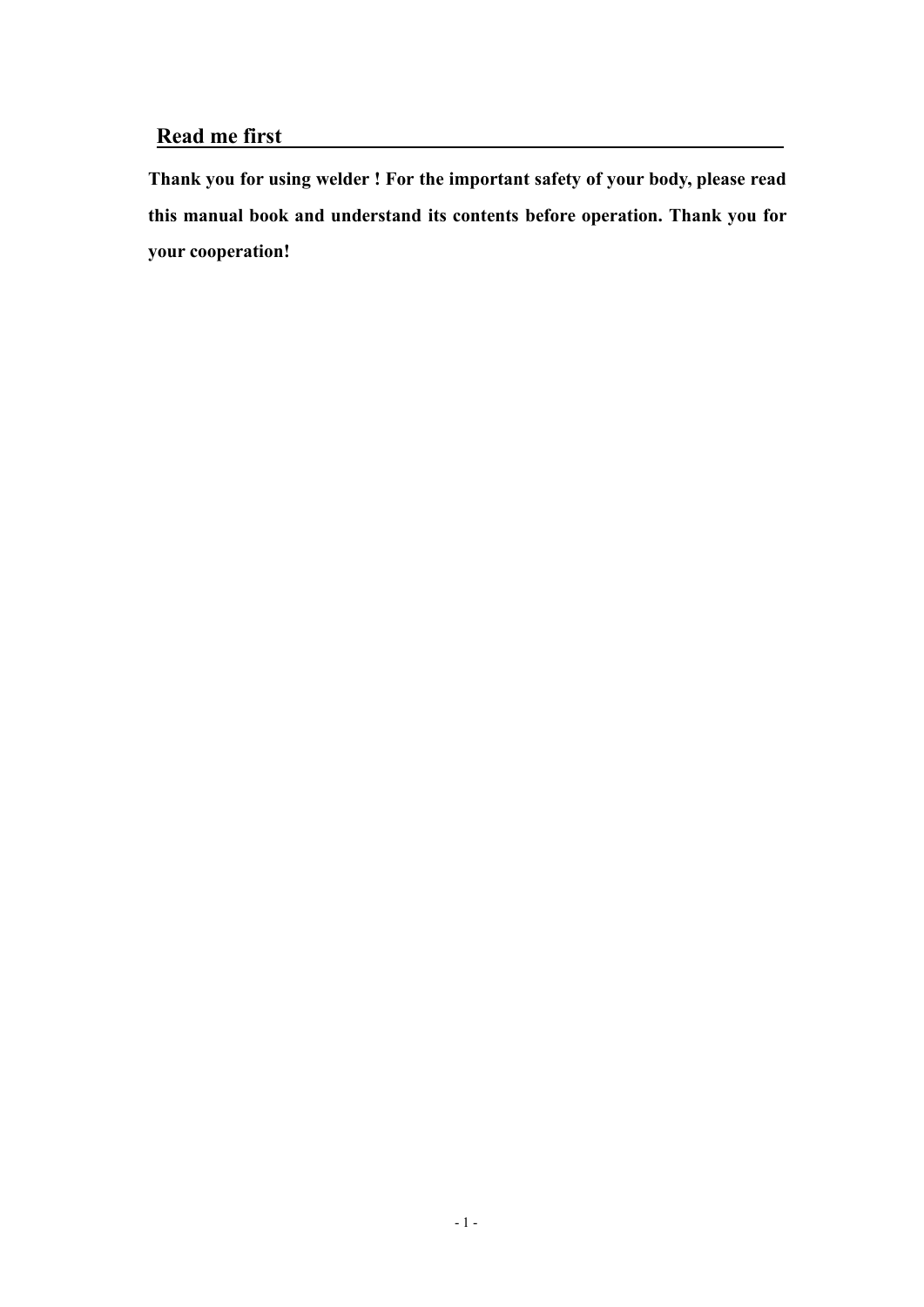## Read me first

**Thank you for using welder ! For the important safety of your body, please read this manual book and understand its contents before operation. Thank you for your cooperation!**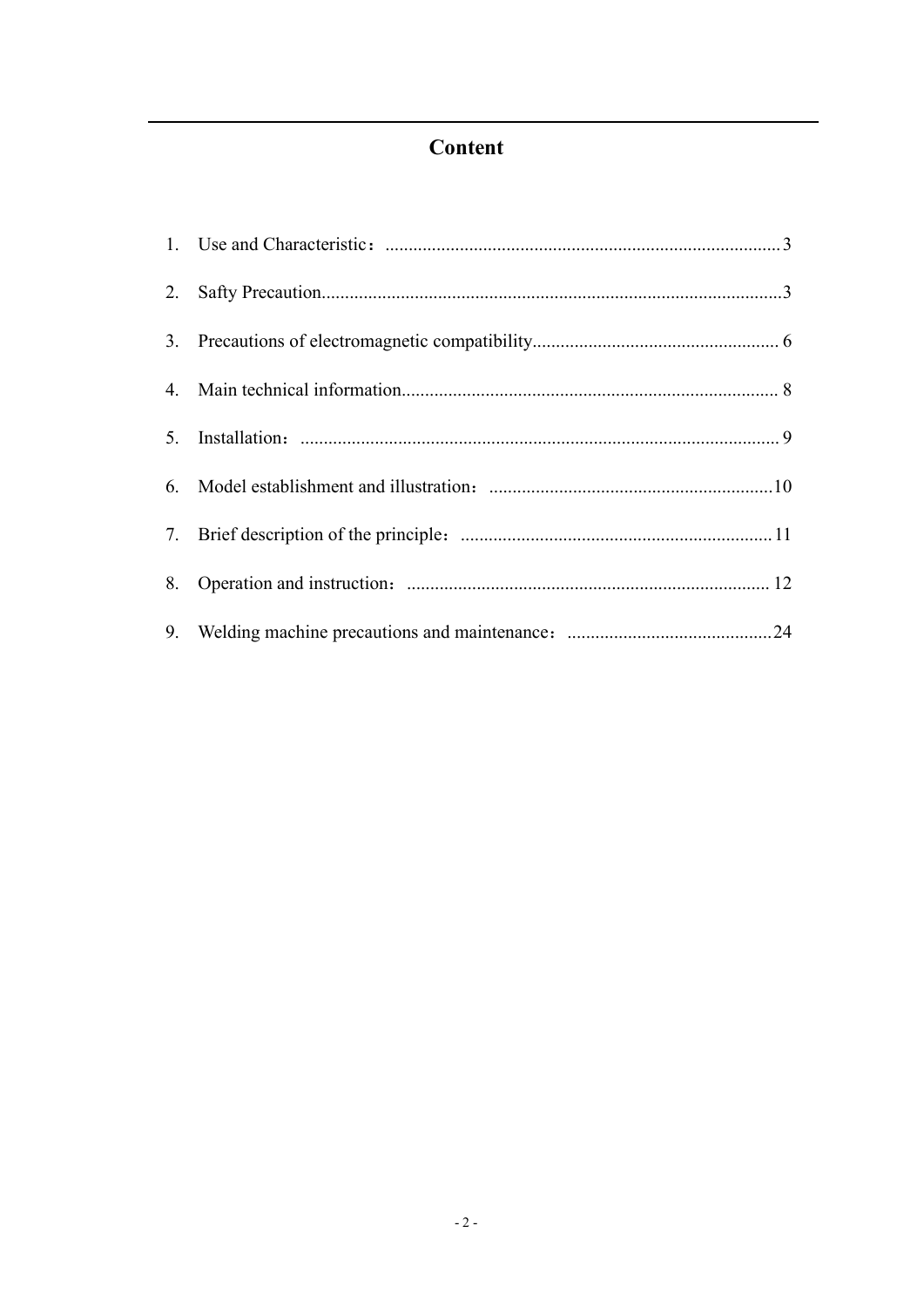# Content

1. Use and Characteristic：....................................................................................3
2. Safty Precaution...................................................................................................3
3. Precautions of electromagnetic compatibility.................................................... 6
4. Main technical information................................................................................ 8
5. Installation：...................................................................................................... 9
6. Model establishment and illustration：............................................................10
7. Brief description of the principle：...................................................................11
8. Operation and instruction：............................................................................. 12
9. Welding machine precautions and maintenance：...........................................24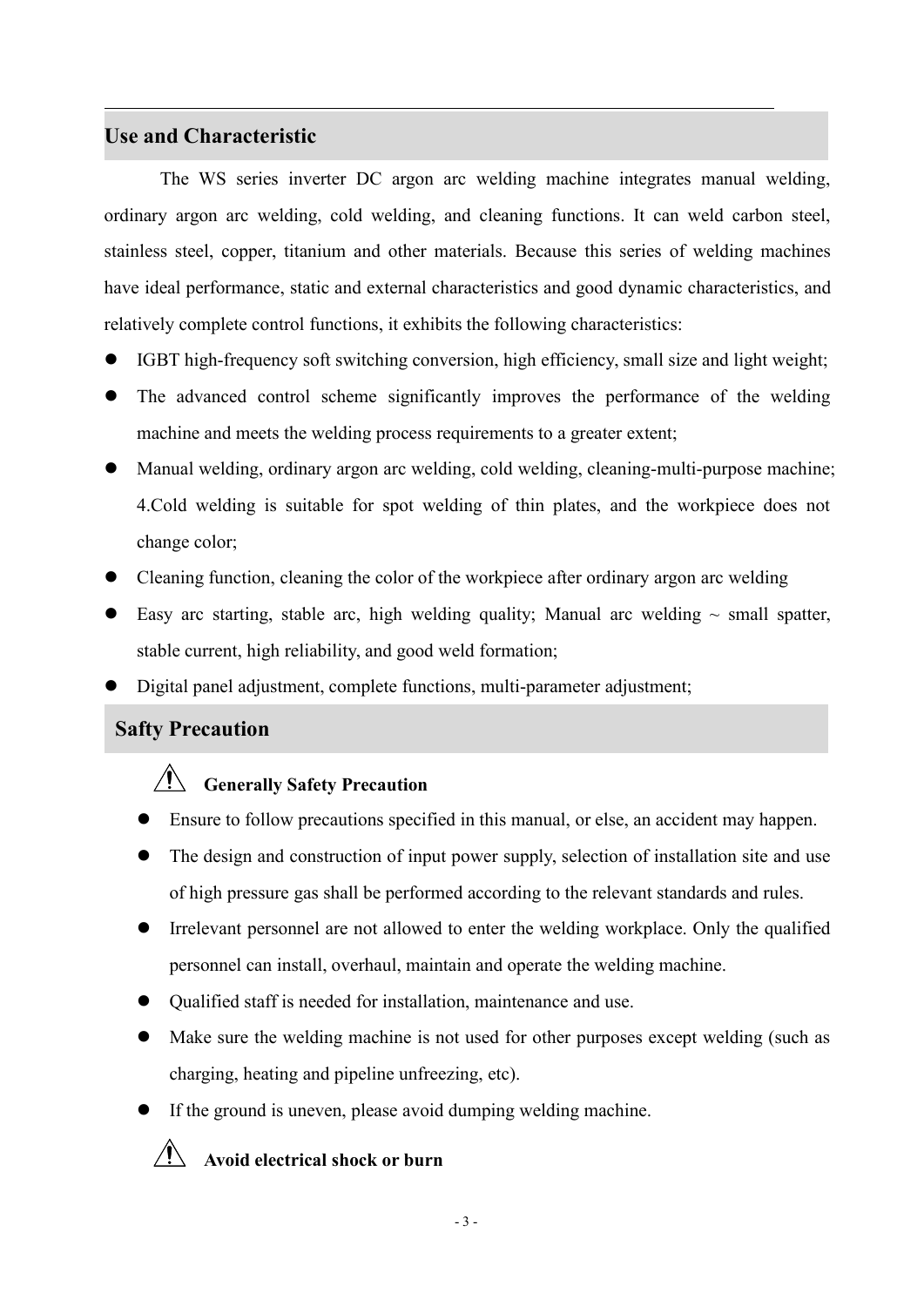## Use and Characteristic

The WS series inverter DC argon arc welding machine integrates manual welding, ordinary argon arc welding, cold welding, and cleaning functions. It can weld carbon steel, stainless steel, copper, titanium and other materials. Because this series of welding machines have ideal performance, static and external characteristics and good dynamic characteristics, and relatively complete control functions, it exhibits the following characteristics:

- IGBT high-frequency soft switching conversion, high efficiency, small size and light weight;
- The advanced control scheme significantly improves the performance of the welding machine and meets the welding process requirements to a greater extent;
- Manual welding, ordinary argon arc welding, cold welding, cleaning-multi-purpose machine; 4.Cold welding is suitable for spot welding of thin plates, and the workpiece does not change color;
- Cleaning function, cleaning the color of the workpiece after ordinary argon arc welding
- Easy arc starting, stable arc, high welding quality; Manual arc welding ~ small spatter, stable current, high reliability, and good weld formation;
- Digital panel adjustment, complete functions, multi-parameter adjustment;

## Safty Precaution

### ⚠ Generally Safety Precaution

- Ensure to follow precautions specified in this manual, or else, an accident may happen.
- The design and construction of input power supply, selection of installation site and use of high pressure gas shall be performed according to the relevant standards and rules.
- Irrelevant personnel are not allowed to enter the welding workplace. Only the qualified personnel can install, overhaul, maintain and operate the welding machine.
- Qualified staff is needed for installation, maintenance and use.
- Make sure the welding machine is not used for other purposes except welding (such as charging, heating and pipeline unfreezing, etc).
- If the ground is uneven, please avoid dumping welding machine.

### ⚠ Avoid electrical shock or burn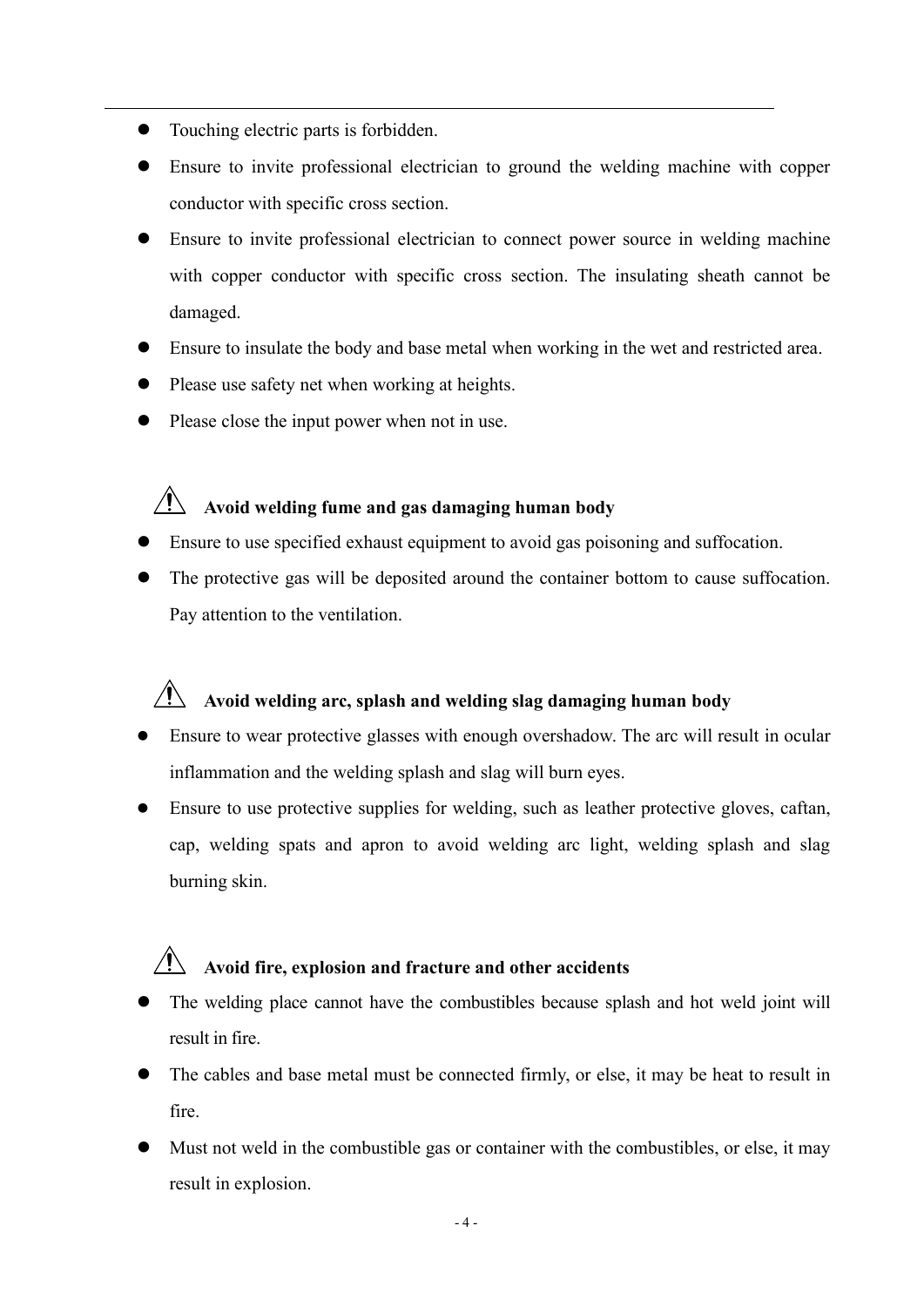- Touching electric parts is forbidden.
- Ensure to invite professional electrician to ground the welding machine with copper conductor with specific cross section.
- Ensure to invite professional electrician to connect power source in welding machine with copper conductor with specific cross section. The insulating sheath cannot be damaged.
- Ensure to insulate the body and base metal when working in the wet and restricted area.
- Please use safety net when working at heights.
- Please close the input power when not in use.

### ⚠ Avoid welding fume and gas damaging human body

- Ensure to use specified exhaust equipment to avoid gas poisoning and suffocation.
- The protective gas will be deposited around the container bottom to cause suffocation. Pay attention to the ventilation.

### ⚠ Avoid welding arc, splash and welding slag damaging human body

- Ensure to wear protective glasses with enough overshadow. The arc will result in ocular inflammation and the welding splash and slag will burn eyes.
- Ensure to use protective supplies for welding, such as leather protective gloves, caftan, cap, welding spats and apron to avoid welding arc light, welding splash and slag burning skin.

### ⚠ Avoid fire, explosion and fracture and other accidents

- The welding place cannot have the combustibles because splash and hot weld joint will result in fire.
- The cables and base metal must be connected firmly, or else, it may be heat to result in fire.
- Must not weld in the combustible gas or container with the combustibles, or else, it may result in explosion.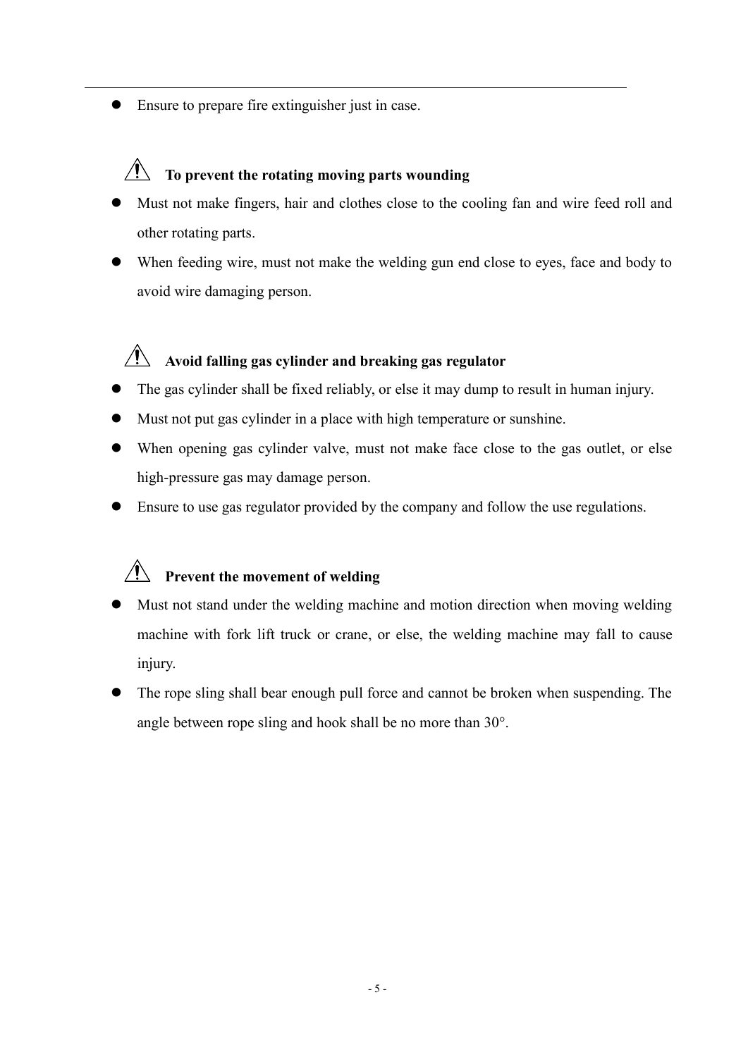- Ensure to prepare fire extinguisher just in case.

### ⚠ To prevent the rotating moving parts wounding

- Must not make fingers, hair and clothes close to the cooling fan and wire feed roll and other rotating parts.
- When feeding wire, must not make the welding gun end close to eyes, face and body to avoid wire damaging person.

### ⚠ Avoid falling gas cylinder and breaking gas regulator

- The gas cylinder shall be fixed reliably, or else it may dump to result in human injury.
- Must not put gas cylinder in a place with high temperature or sunshine.
- When opening gas cylinder valve, must not make face close to the gas outlet, or else high-pressure gas may damage person.
- Ensure to use gas regulator provided by the company and follow the use regulations.

### ⚠ Prevent the movement of welding

- Must not stand under the welding machine and motion direction when moving welding machine with fork lift truck or crane, or else, the welding machine may fall to cause injury.
- The rope sling shall bear enough pull force and cannot be broken when suspending. The angle between rope sling and hook shall be no more than 30°.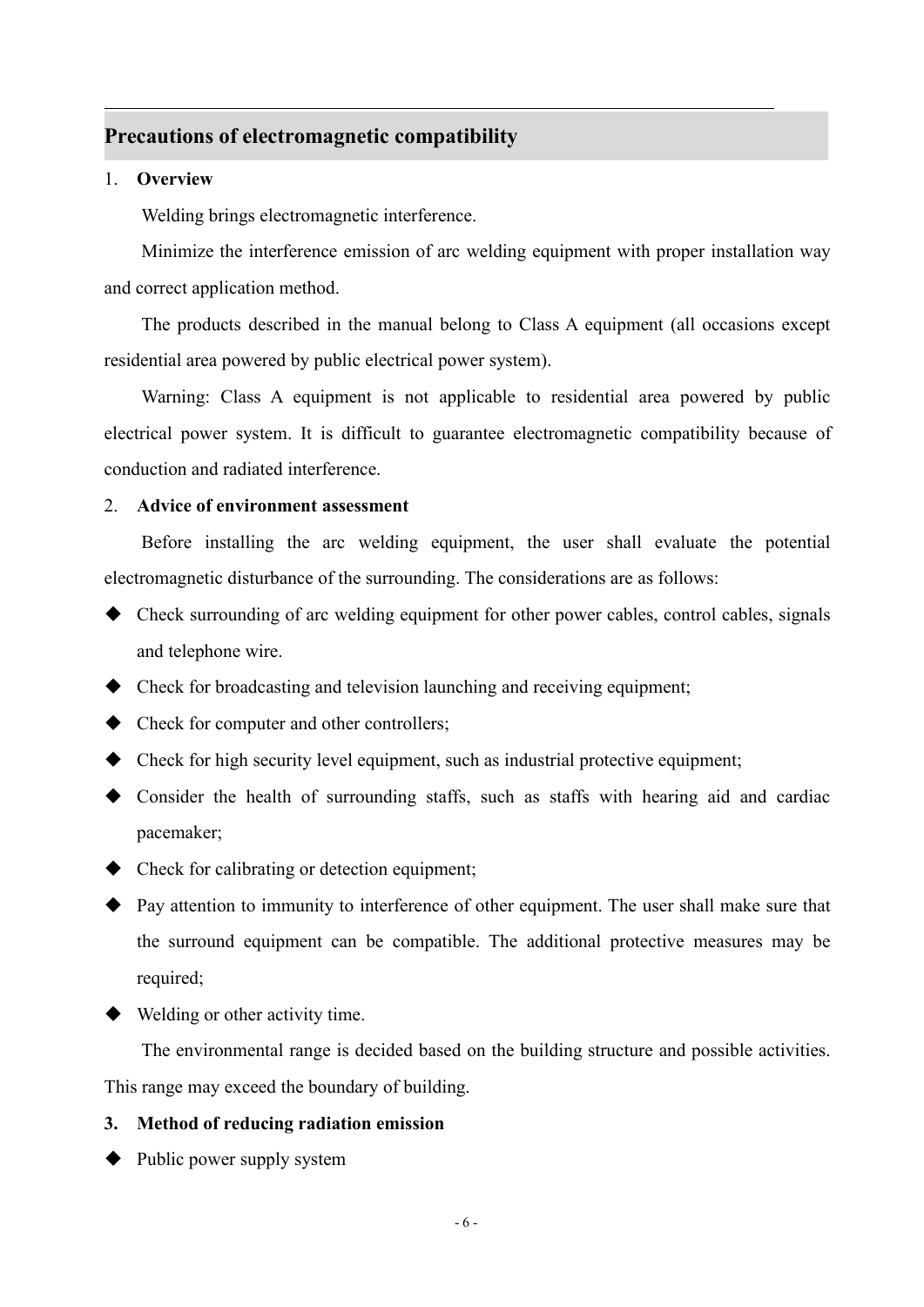## Precautions of electromagnetic compatibility

1. **Overview**

Welding brings electromagnetic interference.

Minimize the interference emission of arc welding equipment with proper installation way and correct application method.

The products described in the manual belong to Class A equipment (all occasions except residential area powered by public electrical power system).

Warning: Class A equipment is not applicable to residential area powered by public electrical power system. It is difficult to guarantee electromagnetic compatibility because of conduction and radiated interference.

2. **Advice of environment assessment**

Before installing the arc welding equipment, the user shall evaluate the potential electromagnetic disturbance of the surrounding. The considerations are as follows:

- Check surrounding of arc welding equipment for other power cables, control cables, signals and telephone wire.
- Check for broadcasting and television launching and receiving equipment;
- Check for computer and other controllers;
- Check for high security level equipment, such as industrial protective equipment;
- Consider the health of surrounding staffs, such as staffs with hearing aid and cardiac pacemaker;
- Check for calibrating or detection equipment;
- Pay attention to immunity to interference of other equipment. The user shall make sure that the surround equipment can be compatible. The additional protective measures may be required;
- Welding or other activity time.

The environmental range is decided based on the building structure and possible activities. This range may exceed the boundary of building.

3. **Method of reducing radiation emission**

- Public power supply system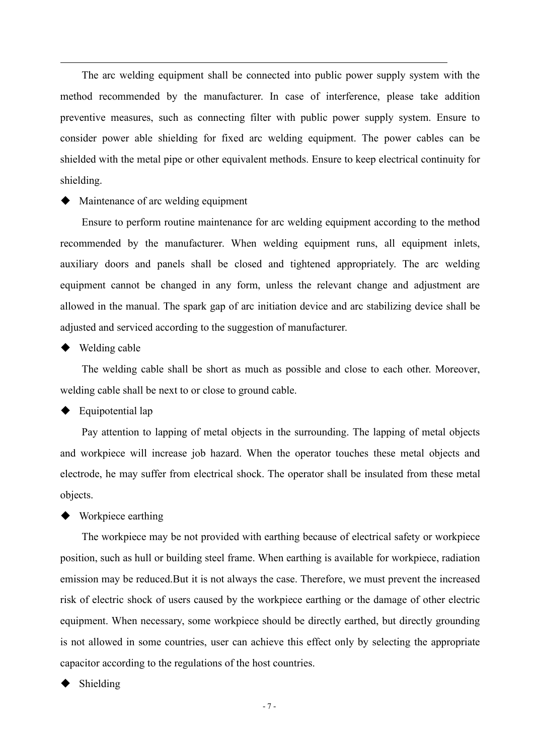The arc welding equipment shall be connected into public power supply system with the method recommended by the manufacturer. In case of interference, please take addition preventive measures, such as connecting filter with public power supply system. Ensure to consider power able shielding for fixed arc welding equipment. The power cables can be shielded with the metal pipe or other equivalent methods. Ensure to keep electrical continuity for shielding.

◆ Maintenance of arc welding equipment

Ensure to perform routine maintenance for arc welding equipment according to the method recommended by the manufacturer. When welding equipment runs, all equipment inlets, auxiliary doors and panels shall be closed and tightened appropriately. The arc welding equipment cannot be changed in any form, unless the relevant change and adjustment are allowed in the manual. The spark gap of arc initiation device and arc stabilizing device shall be adjusted and serviced according to the suggestion of manufacturer.

◆ Welding cable

The welding cable shall be short as much as possible and close to each other. Moreover, welding cable shall be next to or close to ground cable.

◆ Equipotential lap

Pay attention to lapping of metal objects in the surrounding. The lapping of metal objects and workpiece will increase job hazard. When the operator touches these metal objects and electrode, he may suffer from electrical shock. The operator shall be insulated from these metal objects.

◆ Workpiece earthing

The workpiece may be not provided with earthing because of electrical safety or workpiece position, such as hull or building steel frame. When earthing is available for workpiece, radiation emission may be reduced.But it is not always the case. Therefore, we must prevent the increased risk of electric shock of users caused by the workpiece earthing or the damage of other electric equipment. When necessary, some workpiece should be directly earthed, but directly grounding is not allowed in some countries, user can achieve this effect only by selecting the appropriate capacitor according to the regulations of the host countries.

◆ Shielding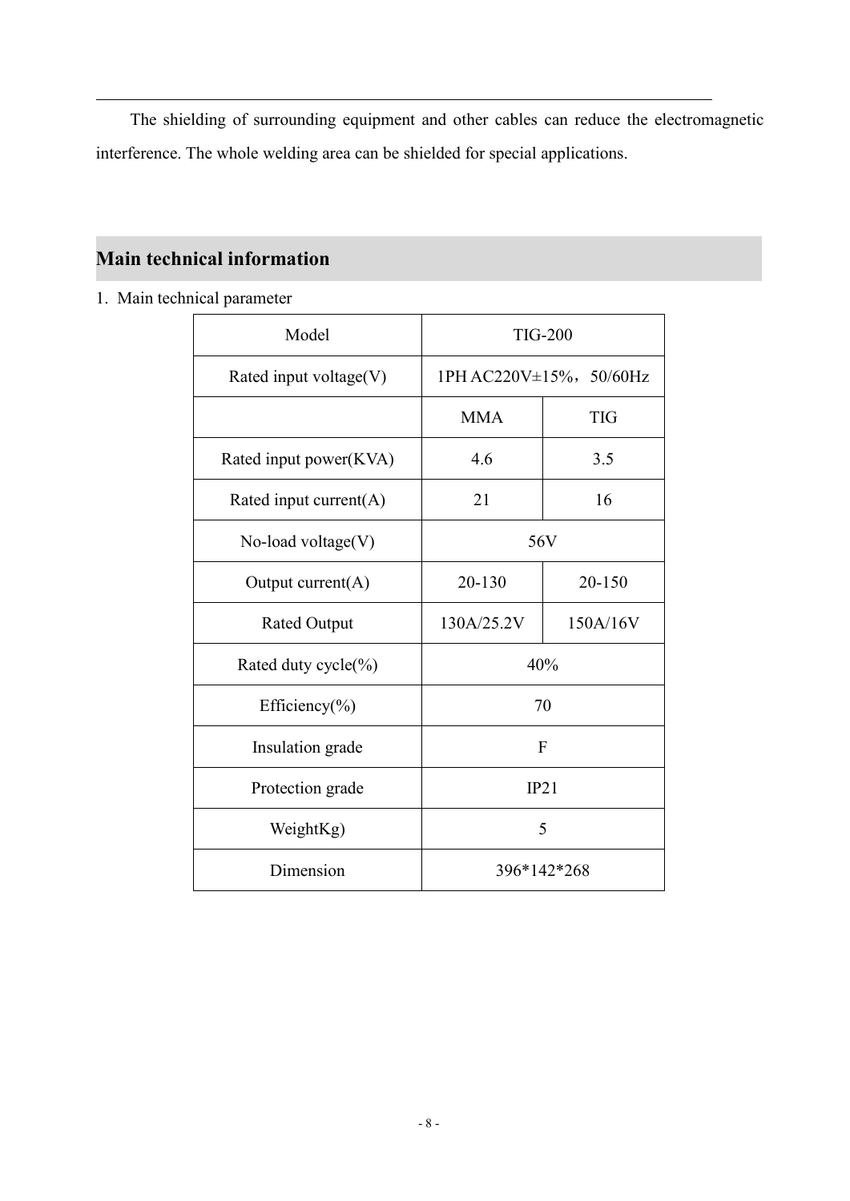The shielding of surrounding equipment and other cables can reduce the electromagnetic interference. The whole welding area can be shielded for special applications.

## Main technical information

1. Main technical parameter

| Model | TIG-200 | |
|---|---|---|
| Rated input voltage(V) | 1PH AC220V±15%，50/60Hz | |
| | MMA | TIG |
| Rated input power(KVA) | 4.6 | 3.5 |
| Rated input current(A) | 21 | 16 |
| No-load voltage(V) | 56V | |
| Output current(A) | 20-130 | 20-150 |
| Rated Output | 130A/25.2V | 150A/16V |
| Rated duty cycle(%) | 40% | |
| Efficiency(%) | 70 | |
| Insulation grade | F | |
| Protection grade | IP21 | |
| WeightKg) | 5 | |
| Dimension | 396*142*268 | |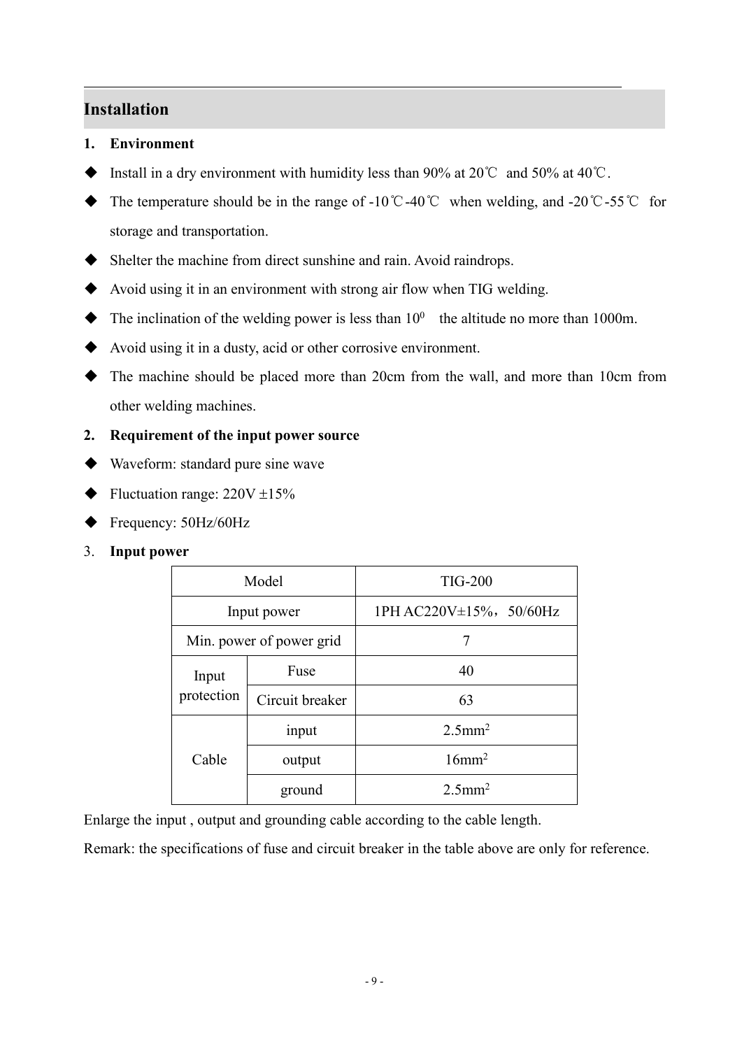## Installation

**1. Environment**

- Install in a dry environment with humidity less than 90% at 20℃ and 50% at 40℃.
- The temperature should be in the range of -10℃-40℃ when welding, and -20℃-55℃ for storage and transportation.
- Shelter the machine from direct sunshine and rain. Avoid raindrops.
- Avoid using it in an environment with strong air flow when TIG welding.
- The inclination of the welding power is less than $10^0$ the altitude no more than 1000m.
- Avoid using it in a dusty, acid or other corrosive environment.
- The machine should be placed more than 20cm from the wall, and more than 10cm from other welding machines.

**2. Requirement of the input power source**

- Waveform: standard pure sine wave
- Fluctuation range: 220V ±15%
- Frequency: 50Hz/60Hz

3. **Input power**

| Model | | TIG-200 |
|---|---|---|
| Input power | | 1PH AC220V±15%，50/60Hz |
| Min. power of power grid | | 7 |
| Input protection | Fuse | 40 |
| | Circuit breaker | 63 |
| Cable | input | $2.5mm^2$ |
| | output | $16mm^2$ |
| | ground | $2.5mm^2$ |

Enlarge the input , output and grounding cable according to the cable length.

Remark: the specifications of fuse and circuit breaker in the table above are only for reference.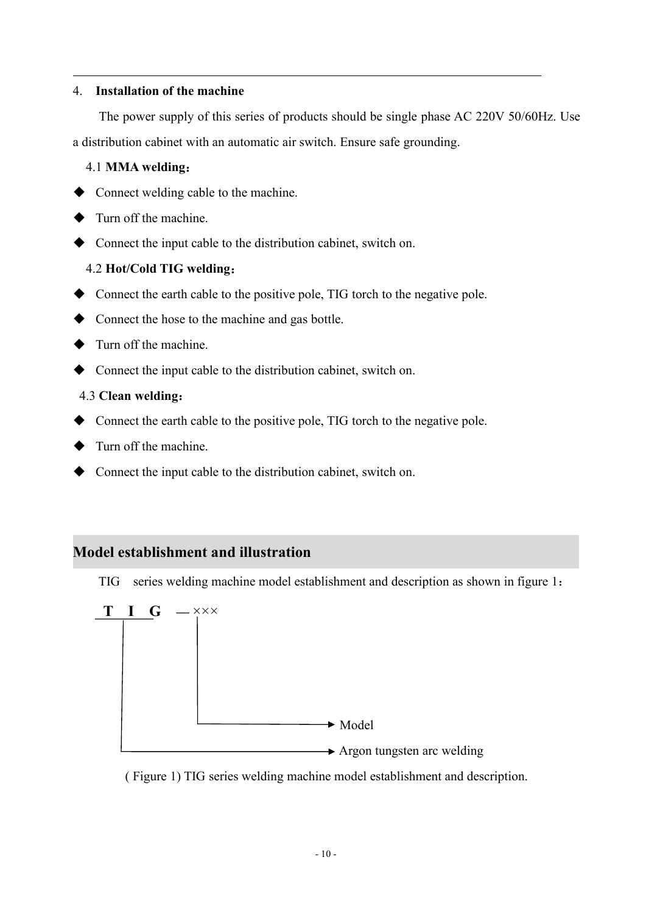4. **Installation of the machine**

The power supply of this series of products should be single phase AC 220V 50/60Hz. Use a distribution cabinet with an automatic air switch. Ensure safe grounding.

4.1 **MMA welding**：

- Connect welding cable to the machine.
- Turn off the machine.
- Connect the input cable to the distribution cabinet, switch on.

4.2 **Hot/Cold TIG welding**：

- Connect the earth cable to the positive pole, TIG torch to the negative pole.
- Connect the hose to the machine and gas bottle.
- Turn off the machine.
- Connect the input cable to the distribution cabinet, switch on.

4.3 **Clean welding**：

- Connect the earth cable to the positive pole, TIG torch to the negative pole.
- Turn off the machine.
- Connect the input cable to the distribution cabinet, switch on.

## Model establishment and illustration

TIG series welding machine model establishment and description as shown in figure 1：

**TIG** —×××

- ××× → Model
- TIG → Argon tungsten arc welding

( Figure 1) TIG series welding machine model establishment and description.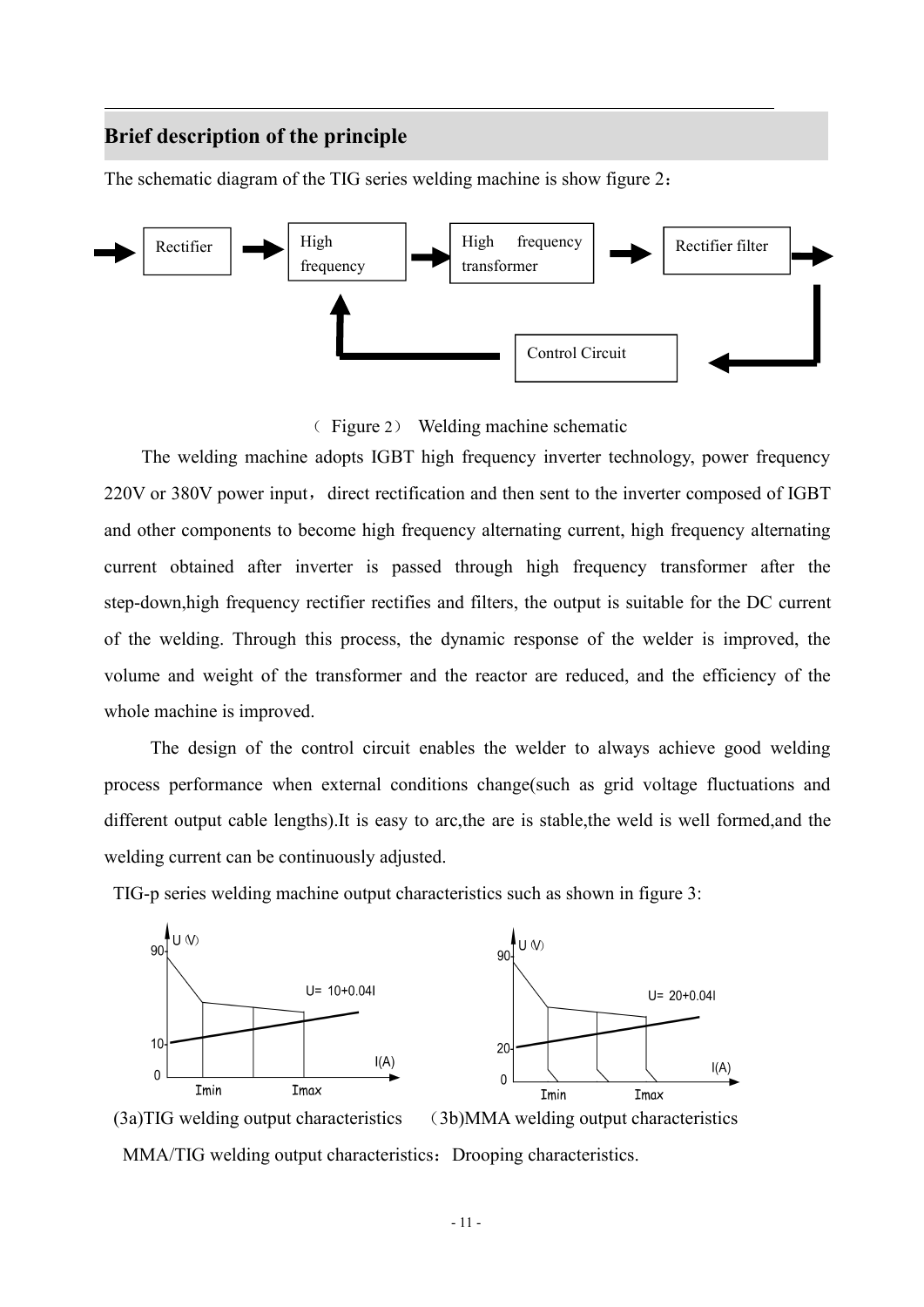## Brief description of the principle

The schematic diagram of the TIG series welding machine is show figure 2：

Rectifier → High frequency → High frequency transformer → Rectifier filter → Control Circuit → High frequency

（ Figure 2） Welding machine schematic

The welding machine adopts IGBT high frequency inverter technology, power frequency 220V or 380V power input，direct rectification and then sent to the inverter composed of IGBT and other components to become high frequency alternating current, high frequency alternating current obtained after inverter is passed through high frequency transformer after the step-down,high frequency rectifier rectifies and filters, the output is suitable for the DC current of the welding. Through this process, the dynamic response of the welder is improved, the volume and weight of the transformer and the reactor are reduced, and the efficiency of the whole machine is improved.

The design of the control circuit enables the welder to always achieve good welding process performance when external conditions change(such as grid voltage fluctuations and different output cable lengths).It is easy to arc,the are is stable,the weld is well formed,and the welding current can be continuously adjusted.

TIG-p series welding machine output characteristics such as shown in figure 3:

U (V): 90, 10, 0; $U = 10+0.04I$; I(A): Imin, Imax

U (V): 90, 20, 0; $U = 20+0.04I$; I(A): Imin, Imax

(3a)TIG welding output characteristics （3b)MMA welding output characteristics

MMA/TIG welding output characteristics：Drooping characteristics.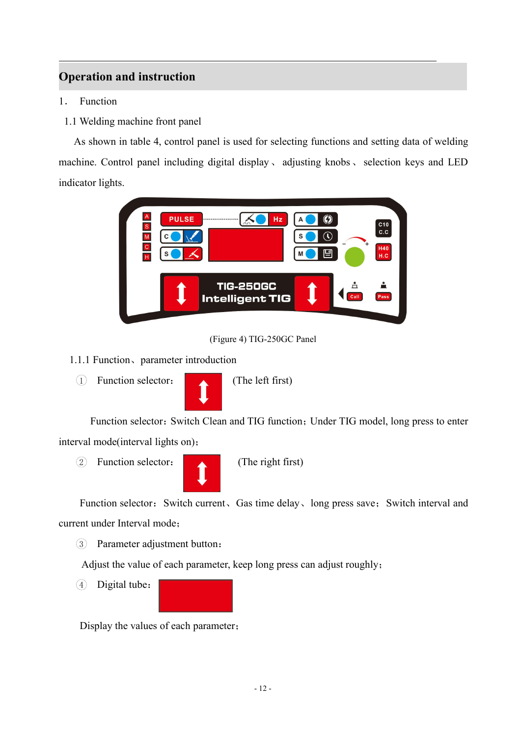## Operation and instruction

1． Function

1.1 Welding machine front panel

As shown in table 4, control panel is used for selecting functions and setting data of welding machine. Control panel including digital display、adjusting knobs、selection keys and LED indicator lights.

(Figure 4) TIG-250GC Panel

1.1.1 Function、parameter introduction

① Function selector: (The left first)

Function selector: Switch Clean and TIG function; Under TIG model, long press to enter interval mode(interval lights on);

② Function selector: (The right first)

Function selector: Switch current、Gas time delay、long press save; Switch interval and current under Interval mode;

③ Parameter adjustment button:

Adjust the value of each parameter, keep long press can adjust roughly;

④ Digital tube:

Display the values of each parameter;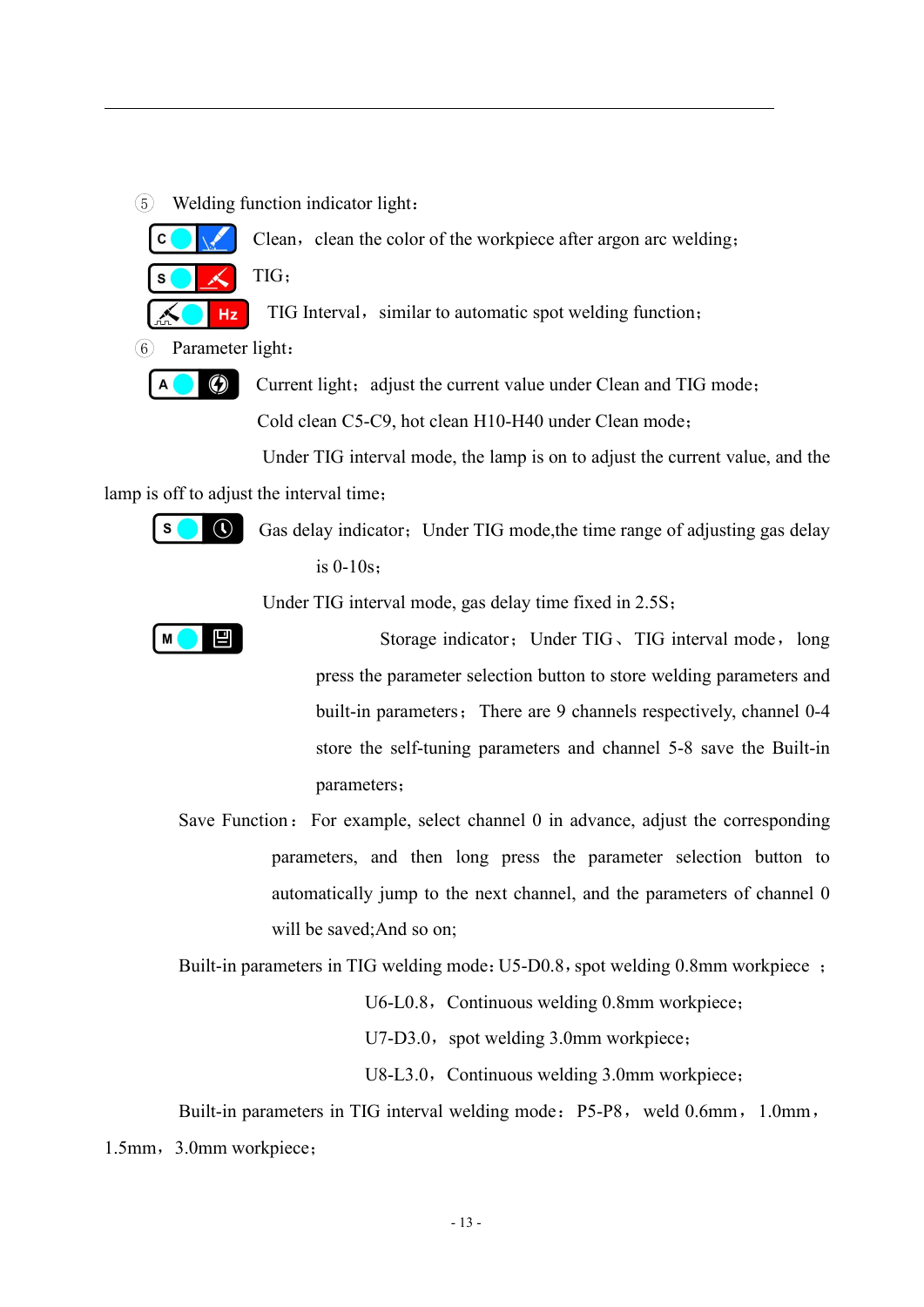⑤ Welding function indicator light：

C Clean，clean the color of the workpiece after argon arc welding；

S TIG；

Hz TIG Interval，similar to automatic spot welding function；

⑥ Parameter light：

A Current light；adjust the current value under Clean and TIG mode；

Cold clean C5-C9, hot clean H10-H40 under Clean mode；

Under TIG interval mode, the lamp is on to adjust the current value, and the lamp is off to adjust the interval time；

S Gas delay indicator；Under TIG mode,the time range of adjusting gas delay is 0-10s；

Under TIG interval mode, gas delay time fixed in 2.5S；

M Storage indicator；Under TIG、TIG interval mode，long press the parameter selection button to store welding parameters and built-in parameters；There are 9 channels respectively, channel 0-4 store the self-tuning parameters and channel 5-8 save the Built-in parameters；

Save Function：For example, select channel 0 in advance, adjust the corresponding parameters, and then long press the parameter selection button to automatically jump to the next channel, and the parameters of channel 0 will be saved;And so on;

Built-in parameters in TIG welding mode：U5-D0.8，spot welding 0.8mm workpiece ；

U6-L0.8，Continuous welding 0.8mm workpiece；

U7-D3.0，spot welding 3.0mm workpiece；

U8-L3.0，Continuous welding 3.0mm workpiece；

Built-in parameters in TIG interval welding mode：P5-P8，weld 0.6mm，1.0mm，1.5mm，3.0mm workpiece；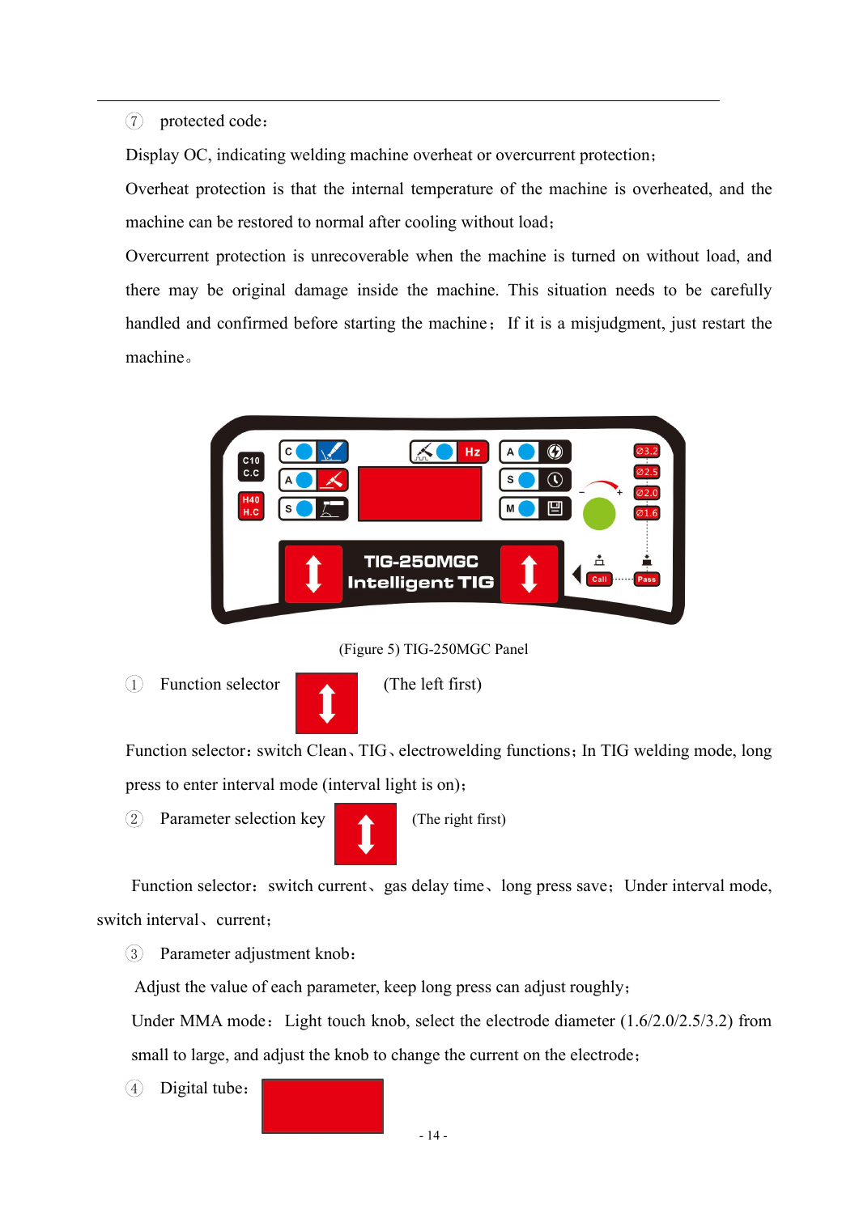⑦ protected code：

Display OC, indicating welding machine overheat or overcurrent protection；

Overheat protection is that the internal temperature of the machine is overheated, and the machine can be restored to normal after cooling without load；

Overcurrent protection is unrecoverable when the machine is turned on without load, and there may be original damage inside the machine. This situation needs to be carefully handled and confirmed before starting the machine； If it is a misjudgment, just restart the machine。

(Figure 5) TIG-250MGC Panel

① Function selector (The left first)

Function selector：switch Clean、TIG、electrowelding functions；In TIG welding mode, long press to enter interval mode (interval light is on)；

② Parameter selection key (The right first)

Function selector： switch current、 gas delay time、 long press save； Under interval mode, switch interval、 current；

③ Parameter adjustment knob：

Adjust the value of each parameter, keep long press can adjust roughly；

Under MMA mode： Light touch knob, select the electrode diameter (1.6/2.0/2.5/3.2) from small to large, and adjust the knob to change the current on the electrode；

④ Digital tube：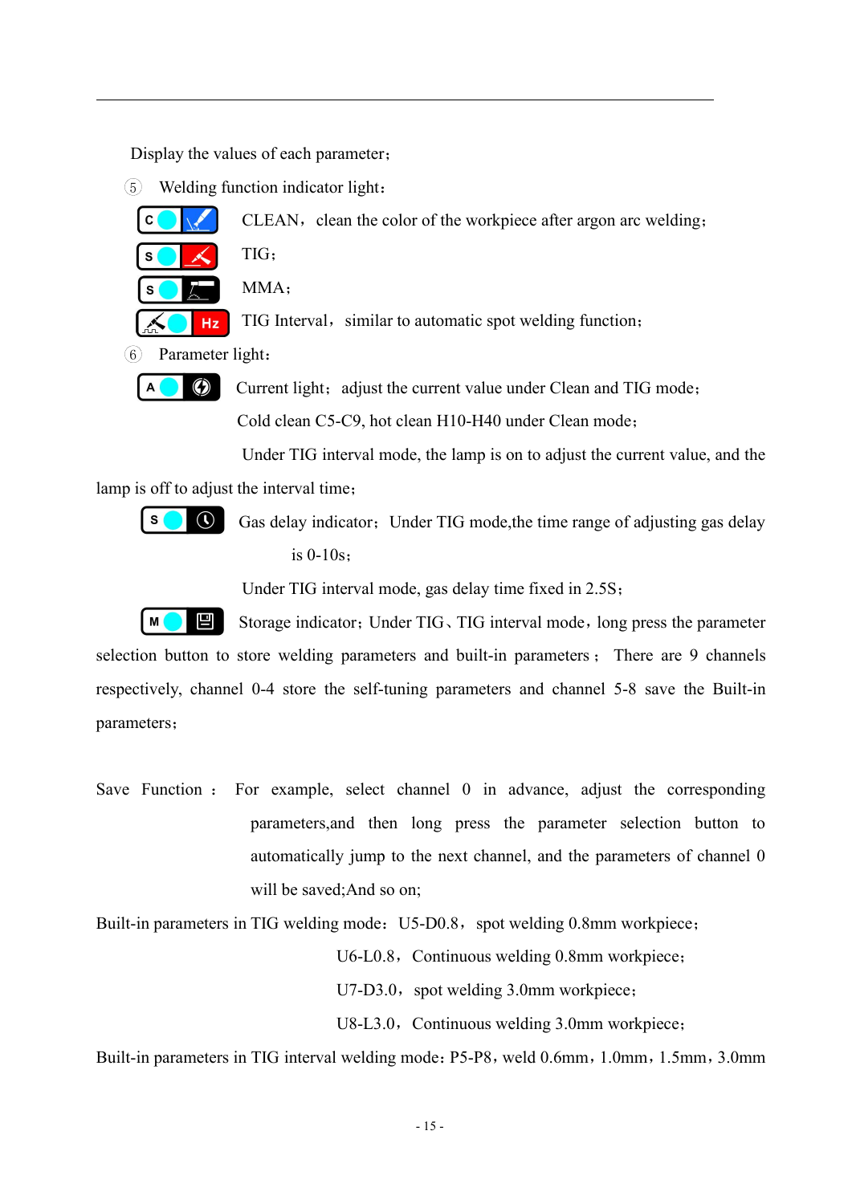Display the values of each parameter;

⑤ Welding function indicator light:

C CLEAN，clean the color of the workpiece after argon arc welding;

S TIG;

S MMA;

Hz TIG Interval，similar to automatic spot welding function;

⑥ Parameter light:

A Current light; adjust the current value under Clean and TIG mode;

Cold clean C5-C9, hot clean H10-H40 under Clean mode;

Under TIG interval mode, the lamp is on to adjust the current value, and the lamp is off to adjust the interval time;

S Gas delay indicator; Under TIG mode,the time range of adjusting gas delay is 0-10s;

Under TIG interval mode, gas delay time fixed in 2.5S;

M Storage indicator; Under TIG、TIG interval mode，long press the parameter selection button to store welding parameters and built-in parameters; There are 9 channels respectively, channel 0-4 store the self-tuning parameters and channel 5-8 save the Built-in parameters;

Save Function: For example, select channel 0 in advance, adjust the corresponding parameters,and then long press the parameter selection button to automatically jump to the next channel, and the parameters of channel 0 will be saved;And so on;

Built-in parameters in TIG welding mode: U5-D0.8，spot welding 0.8mm workpiece;

U6-L0.8，Continuous welding 0.8mm workpiece;

U7-D3.0，spot welding 3.0mm workpiece;

U8-L3.0，Continuous welding 3.0mm workpiece;

Built-in parameters in TIG interval welding mode: P5-P8，weld 0.6mm，1.0mm，1.5mm，3.0mm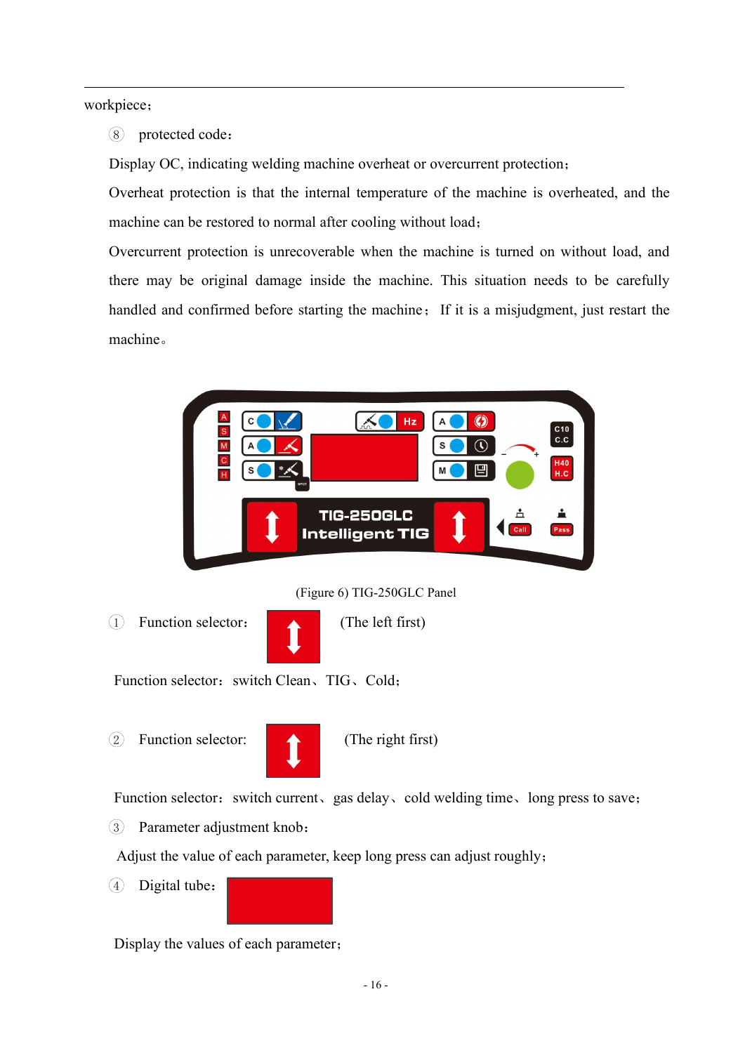workpiece；

⑧ protected code：

Display OC, indicating welding machine overheat or overcurrent protection；

Overheat protection is that the internal temperature of the machine is overheated, and the machine can be restored to normal after cooling without load；

Overcurrent protection is unrecoverable when the machine is turned on without load, and there may be original damage inside the machine. This situation needs to be carefully handled and confirmed before starting the machine； If it is a misjudgment, just restart the machine。

(Figure 6) TIG-250GLC Panel

① Function selector： (The left first)

Function selector：switch Clean、TIG、Cold；

② Function selector: (The right first)

Function selector：switch current、gas delay、cold welding time、long press to save；

③ Parameter adjustment knob：

Adjust the value of each parameter, keep long press can adjust roughly；

④ Digital tube：

Display the values of each parameter；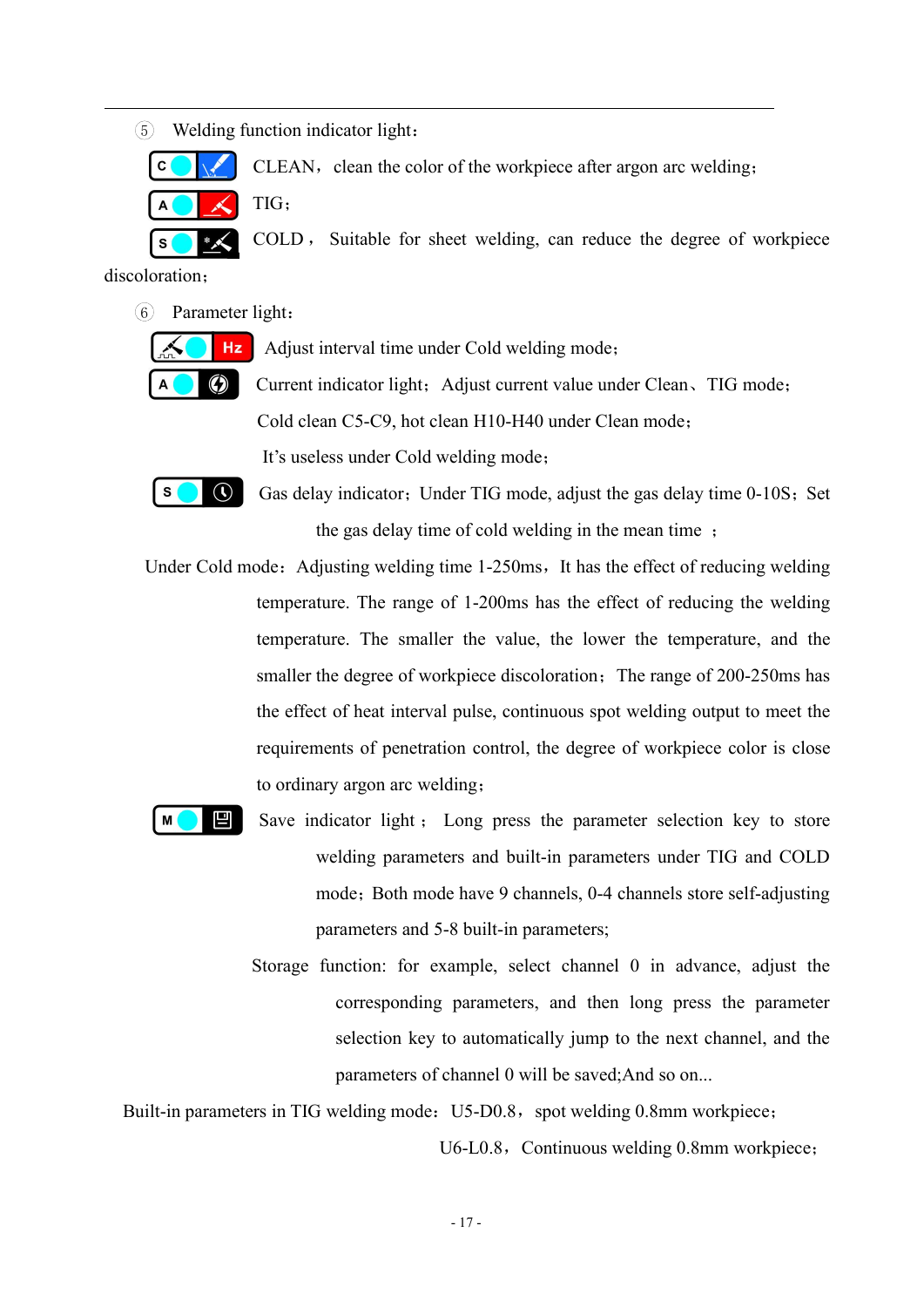⑤ Welding function indicator light：

C CLEAN，clean the color of the workpiece after argon arc welding；

A TIG；

S COLD， Suitable for sheet welding, can reduce the degree of workpiece discoloration；

⑥ Parameter light：

Hz Adjust interval time under Cold welding mode；

A Current indicator light；Adjust current value under Clean、TIG mode；

Cold clean C5-C9, hot clean H10-H40 under Clean mode；

It's useless under Cold welding mode；

S Gas delay indicator；Under TIG mode, adjust the gas delay time 0-10S；Set the gas delay time of cold welding in the mean time ；

Under Cold mode：Adjusting welding time 1-250ms，It has the effect of reducing welding temperature. The range of 1-200ms has the effect of reducing the welding temperature. The smaller the value, the lower the temperature, and the smaller the degree of workpiece discoloration；The range of 200-250ms has the effect of heat interval pulse, continuous spot welding output to meet the requirements of penetration control, the degree of workpiece color is close to ordinary argon arc welding；

M Save indicator light； Long press the parameter selection key to store welding parameters and built-in parameters under TIG and COLD mode；Both mode have 9 channels, 0-4 channels store self-adjusting parameters and 5-8 built-in parameters;

Storage function: for example, select channel 0 in advance, adjust the corresponding parameters, and then long press the parameter selection key to automatically jump to the next channel, and the parameters of channel 0 will be saved;And so on...

Built-in parameters in TIG welding mode：U5-D0.8，spot welding 0.8mm workpiece；

U6-L0.8，Continuous welding 0.8mm workpiece；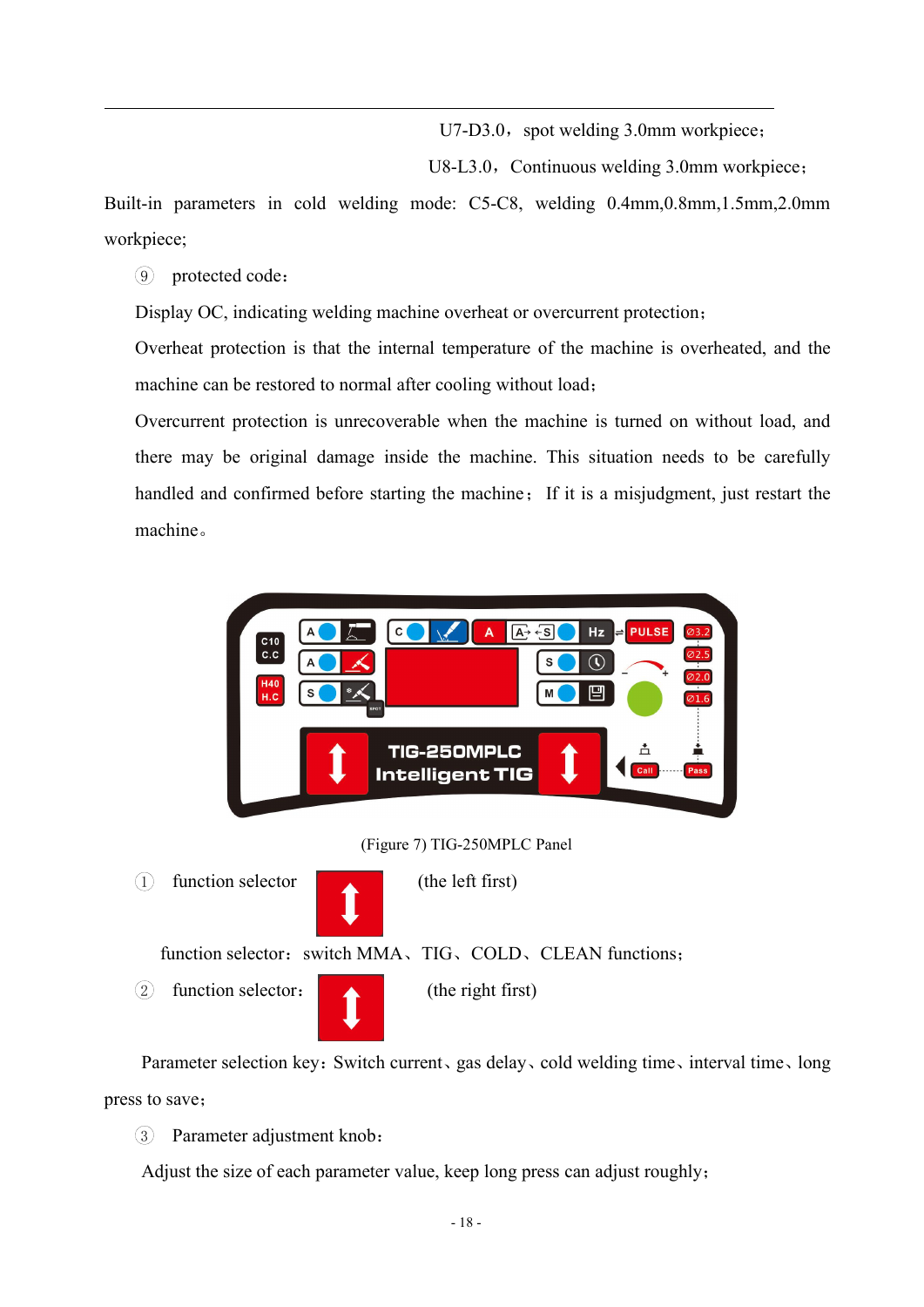U7-D3.0，spot welding 3.0mm workpiece；

U8-L3.0，Continuous welding 3.0mm workpiece；

Built-in parameters in cold welding mode: C5-C8, welding 0.4mm,0.8mm,1.5mm,2.0mm workpiece;

⑨ protected code：

Display OC, indicating welding machine overheat or overcurrent protection；

Overheat protection is that the internal temperature of the machine is overheated, and the machine can be restored to normal after cooling without load；

Overcurrent protection is unrecoverable when the machine is turned on without load, and there may be original damage inside the machine. This situation needs to be carefully handled and confirmed before starting the machine； If it is a misjudgment, just restart the machine。

(Figure 7) TIG-250MPLC Panel

① function selector (the left first)

function selector：switch MMA、TIG、COLD、CLEAN functions；

② function selector： (the right first)

Parameter selection key：Switch current、gas delay、cold welding time、interval time、long press to save；

③ Parameter adjustment knob：

Adjust the size of each parameter value, keep long press can adjust roughly；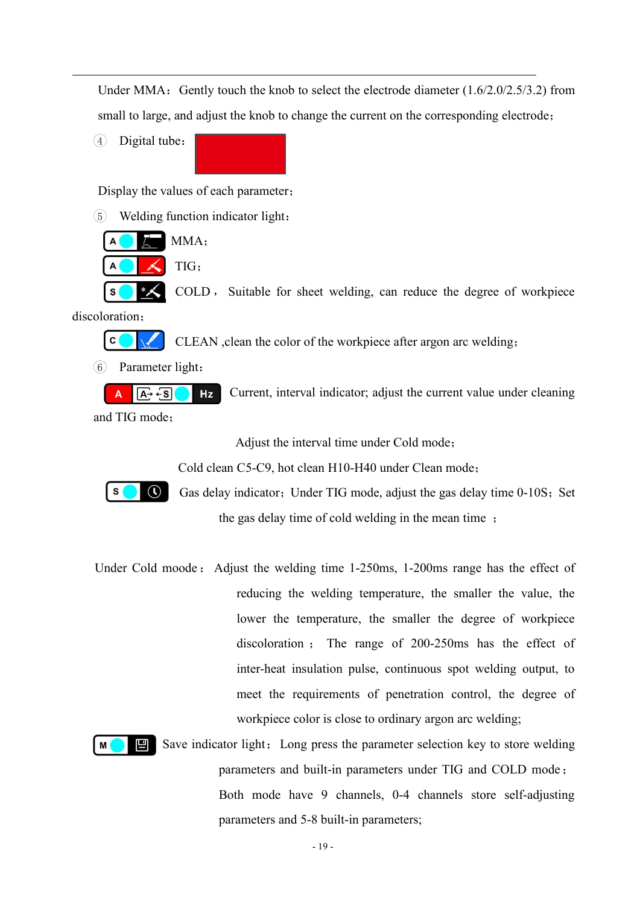Under MMA：Gently touch the knob to select the electrode diameter (1.6/2.0/2.5/3.2) from small to large, and adjust the knob to change the current on the corresponding electrode；

④ Digital tube：

Display the values of each parameter；

⑤ Welding function indicator light：

A MMA；

A TIG；

S COLD， Suitable for sheet welding, can reduce the degree of workpiece discoloration；

C CLEAN ,clean the color of the workpiece after argon arc welding；

⑥ Parameter light：

A A→←S Hz Current, interval indicator; adjust the current value under cleaning and TIG mode；

Adjust the interval time under Cold mode；

Cold clean C5-C9, hot clean H10-H40 under Clean mode；

S Gas delay indicator；Under TIG mode, adjust the gas delay time 0-10S；Set the gas delay time of cold welding in the mean time ；

Under Cold moode： Adjust the welding time 1-250ms, 1-200ms range has the effect of reducing the welding temperature, the smaller the value, the lower the temperature, the smaller the degree of workpiece discoloration ； The range of 200-250ms has the effect of inter-heat insulation pulse, continuous spot welding output, to meet the requirements of penetration control, the degree of workpiece color is close to ordinary argon arc welding;

M Save indicator light；Long press the parameter selection key to store welding parameters and built-in parameters under TIG and COLD mode；Both mode have 9 channels, 0-4 channels store self-adjusting parameters and 5-8 built-in parameters;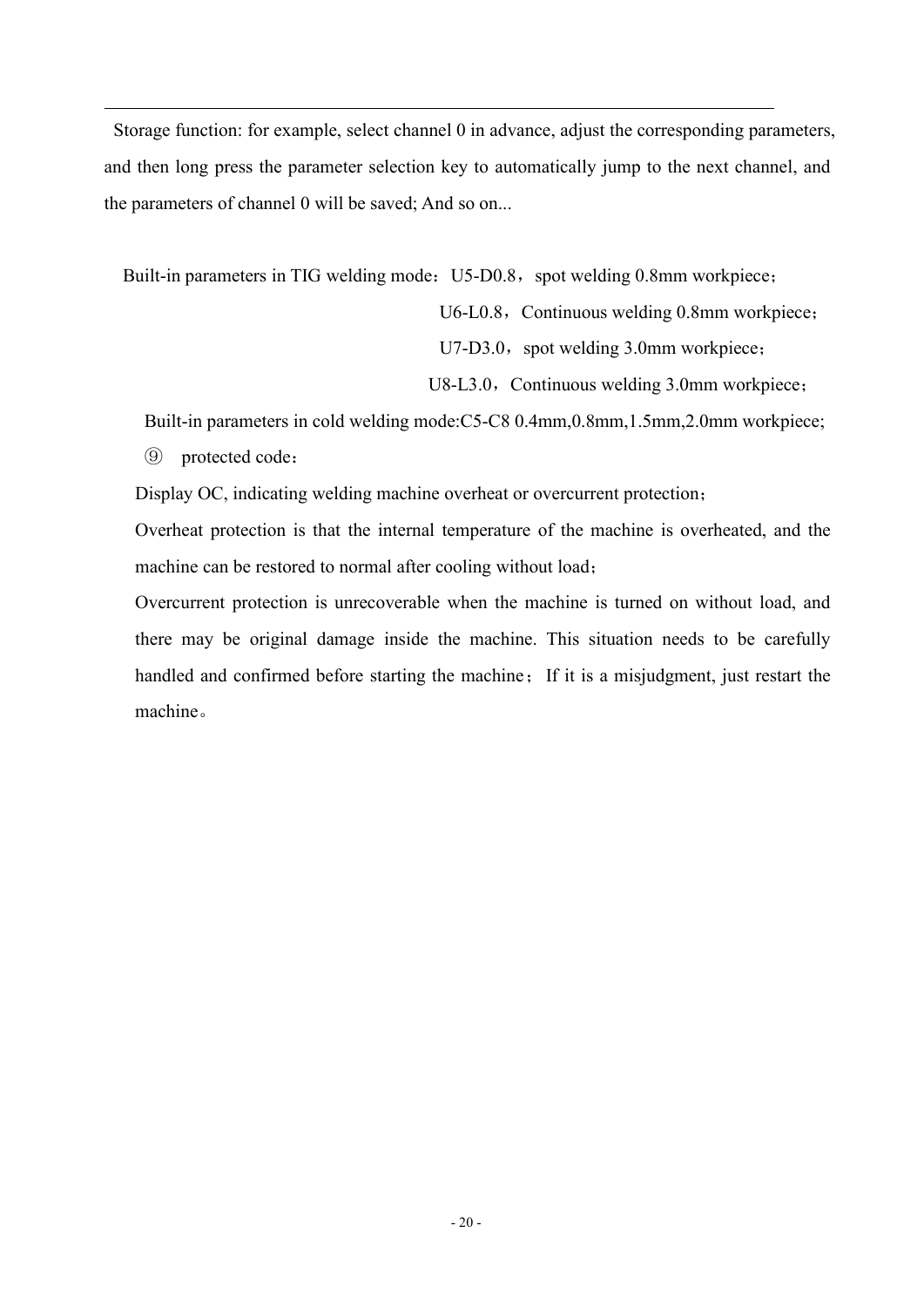Storage function: for example, select channel 0 in advance, adjust the corresponding parameters, and then long press the parameter selection key to automatically jump to the next channel, and the parameters of channel 0 will be saved; And so on...

Built-in parameters in TIG welding mode：U5-D0.8，spot welding 0.8mm workpiece；

U6-L0.8，Continuous welding 0.8mm workpiece；

U7-D3.0，spot welding 3.0mm workpiece；

U8-L3.0，Continuous welding 3.0mm workpiece；

Built-in parameters in cold welding mode:C5-C8 0.4mm,0.8mm,1.5mm,2.0mm workpiece;

⑨ protected code：

Display OC, indicating welding machine overheat or overcurrent protection；

Overheat protection is that the internal temperature of the machine is overheated, and the machine can be restored to normal after cooling without load；

Overcurrent protection is unrecoverable when the machine is turned on without load, and there may be original damage inside the machine. This situation needs to be carefully handled and confirmed before starting the machine；If it is a misjudgment, just restart the machine。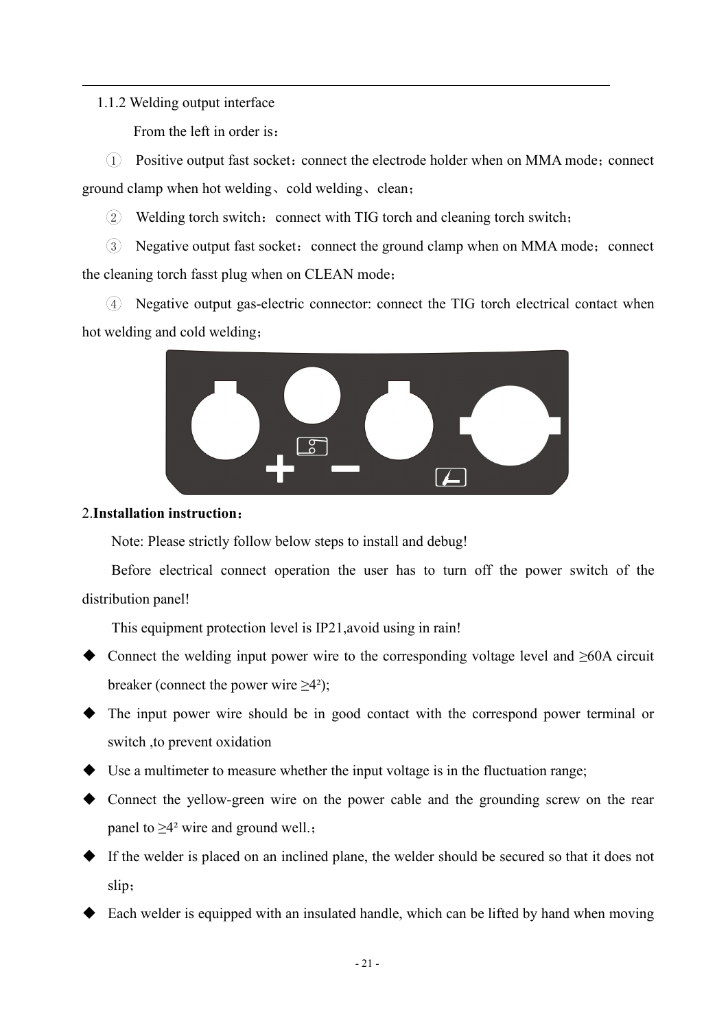1.1.2 Welding output interface

From the left in order is：

① Positive output fast socket：connect the electrode holder when on MMA mode；connect ground clamp when hot welding、cold welding、clean；

② Welding torch switch：connect with TIG torch and cleaning torch switch；

③ Negative output fast socket：connect the ground clamp when on MMA mode；connect the cleaning torch fasst plug when on CLEAN mode；

④ Negative output gas-electric connector: connect the TIG torch electrical contact when hot welding and cold welding；

2.**Installation instruction：**

Note: Please strictly follow below steps to install and debug!

Before electrical connect operation the user has to turn off the power switch of the distribution panel!

This equipment protection level is IP21,avoid using in rain!

- Connect the welding input power wire to the corresponding voltage level and ≥60A circuit breaker (connect the power wire ≥4²);
- The input power wire should be in good contact with the correspond power terminal or switch ,to prevent oxidation
- Use a multimeter to measure whether the input voltage is in the fluctuation range;
- Connect the yellow-green wire on the power cable and the grounding screw on the rear panel to ≥4² wire and ground well.；
- If the welder is placed on an inclined plane, the welder should be secured so that it does not slip；
- Each welder is equipped with an insulated handle, which can be lifted by hand when moving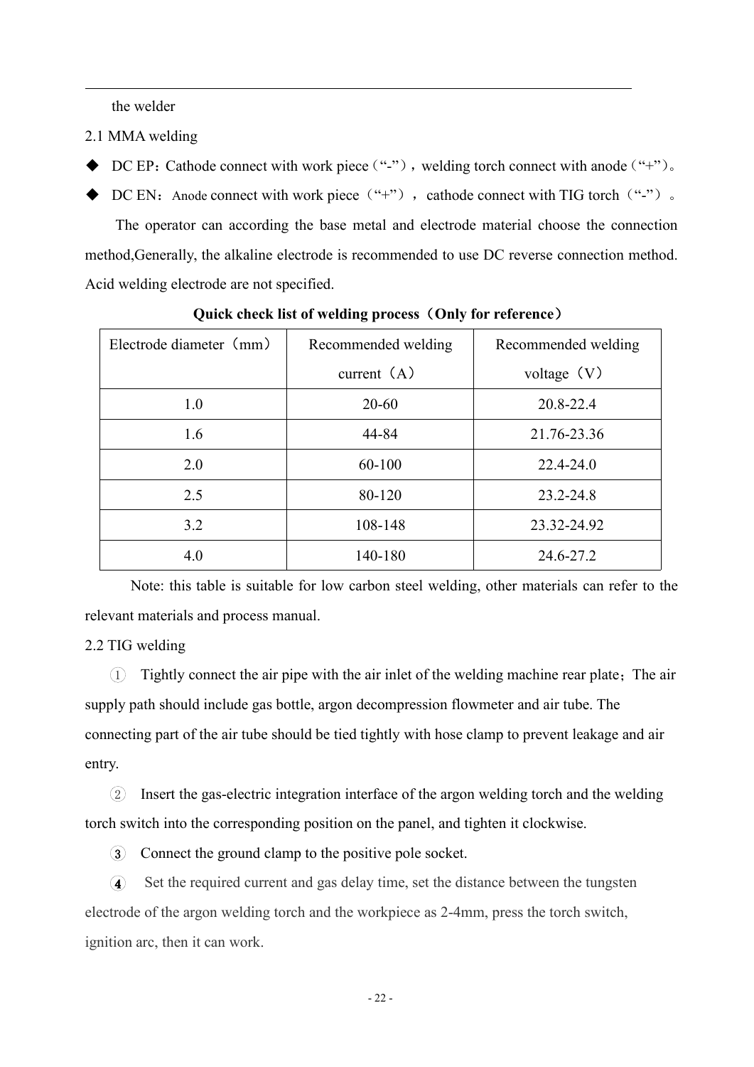the welder

2.1 MMA welding

- DC EP：Cathode connect with work piece（“-”），welding torch connect with anode（“+”）。
- DC EN：Anode connect with work piece（“+”），cathode connect with TIG torch（“-”）。

The operator can according the base metal and electrode material choose the connection method,Generally, the alkaline electrode is recommended to use DC reverse connection method. Acid welding electrode are not specified.

**Quick check list of welding process（Only for reference）**

| Electrode diameter（mm） | Recommended welding current（A） | Recommended welding voltage（V） |
|---|---|---|
| 1.0 | 20-60 | 20.8-22.4 |
| 1.6 | 44-84 | 21.76-23.36 |
| 2.0 | 60-100 | 22.4-24.0 |
| 2.5 | 80-120 | 23.2-24.8 |
| 3.2 | 108-148 | 23.32-24.92 |
| 4.0 | 140-180 | 24.6-27.2 |

Note: this table is suitable for low carbon steel welding, other materials can refer to the relevant materials and process manual.

2.2 TIG welding

① Tightly connect the air pipe with the air inlet of the welding machine rear plate；The air supply path should include gas bottle, argon decompression flowmeter and air tube. The connecting part of the air tube should be tied tightly with hose clamp to prevent leakage and air entry.

② Insert the gas-electric integration interface of the argon welding torch and the welding torch switch into the corresponding position on the panel, and tighten it clockwise.

③ Connect the ground clamp to the positive pole socket.

④ Set the required current and gas delay time, set the distance between the tungsten electrode of the argon welding torch and the workpiece as 2-4mm, press the torch switch, ignition arc, then it can work.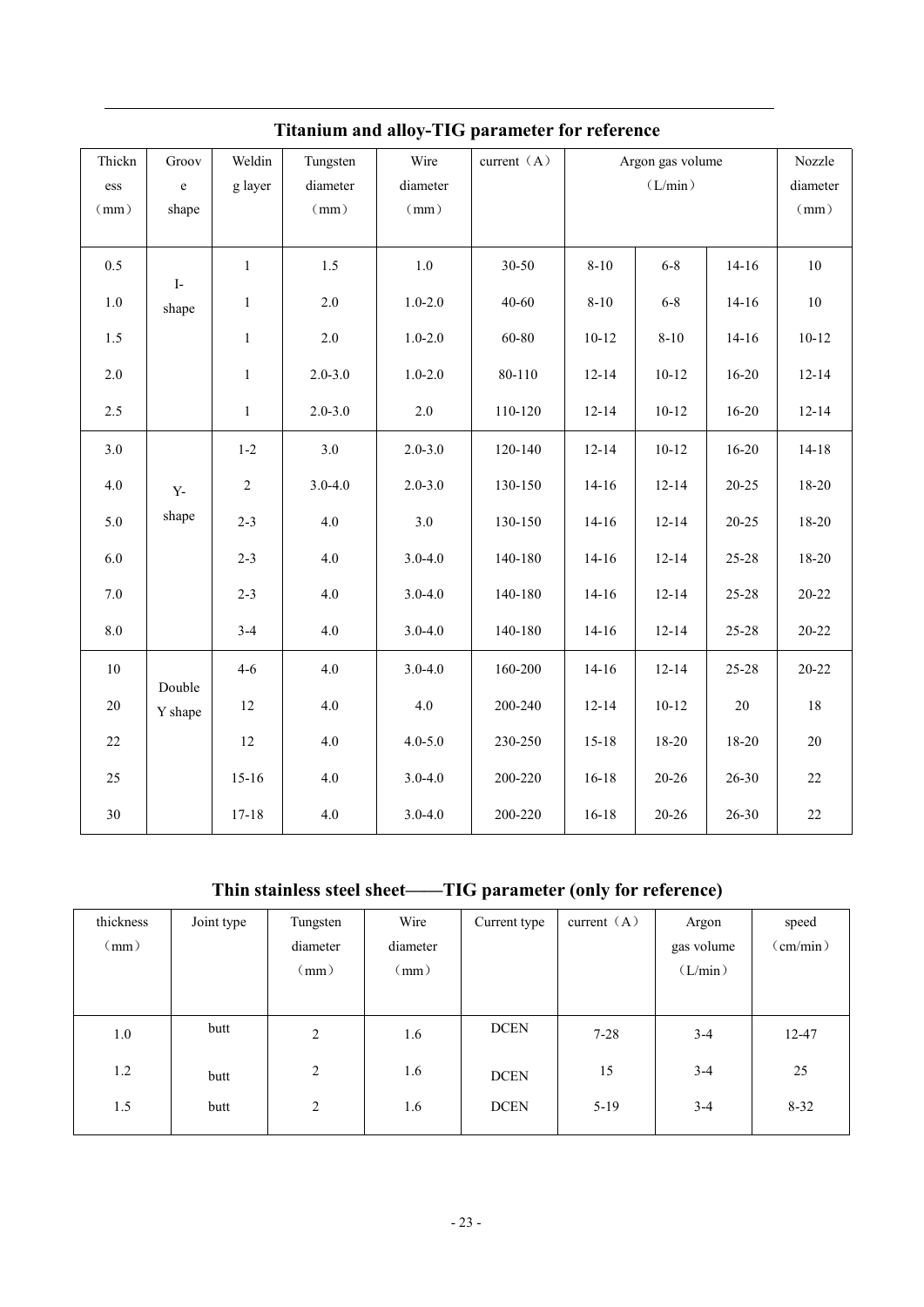## Titanium and alloy-TIG parameter for reference

| Thickness（mm） | Groove shape | Welding layer | Tungsten diameter（mm） | Wire diameter（mm） | current（A） | Argon gas volume（L/min） | | | Nozzle diameter（mm） |
|---|---|---|---|---|---|---|---|---|---|
| 0.5 | I-shape | 1 | 1.5 | 1.0 | 30-50 | 8-10 | 6-8 | 14-16 | 10 |
| 1.0 | | 1 | 2.0 | 1.0-2.0 | 40-60 | 8-10 | 6-8 | 14-16 | 10 |
| 1.5 | | 1 | 2.0 | 1.0-2.0 | 60-80 | 10-12 | 8-10 | 14-16 | 10-12 |
| 2.0 | | 1 | 2.0-3.0 | 1.0-2.0 | 80-110 | 12-14 | 10-12 | 16-20 | 12-14 |
| 2.5 | | 1 | 2.0-3.0 | 2.0 | 110-120 | 12-14 | 10-12 | 16-20 | 12-14 |
| 3.0 | Y-shape | 1-2 | 3.0 | 2.0-3.0 | 120-140 | 12-14 | 10-12 | 16-20 | 14-18 |
| 4.0 | | 2 | 3.0-4.0 | 2.0-3.0 | 130-150 | 14-16 | 12-14 | 20-25 | 18-20 |
| 5.0 | | 2-3 | 4.0 | 3.0 | 130-150 | 14-16 | 12-14 | 20-25 | 18-20 |
| 6.0 | | 2-3 | 4.0 | 3.0-4.0 | 140-180 | 14-16 | 12-14 | 25-28 | 18-20 |
| 7.0 | | 2-3 | 4.0 | 3.0-4.0 | 140-180 | 14-16 | 12-14 | 25-28 | 20-22 |
| 8.0 | | 3-4 | 4.0 | 3.0-4.0 | 140-180 | 14-16 | 12-14 | 25-28 | 20-22 |
| 10 | Double Y shape | 4-6 | 4.0 | 3.0-4.0 | 160-200 | 14-16 | 12-14 | 25-28 | 20-22 |
| 20 | | 12 | 4.0 | 4.0 | 200-240 | 12-14 | 10-12 | 20 | 18 |
| 22 | | 12 | 4.0 | 4.0-5.0 | 230-250 | 15-18 | 18-20 | 18-20 | 20 |
| 25 | | 15-16 | 4.0 | 3.0-4.0 | 200-220 | 16-18 | 20-26 | 26-30 | 22 |
| 30 | | 17-18 | 4.0 | 3.0-4.0 | 200-220 | 16-18 | 20-26 | 26-30 | 22 |

## Thin stainless steel sheet——TIG parameter (only for reference)

| thickness（mm） | Joint type | Tungsten diameter（mm） | Wire diameter（mm） | Current type | current（A） | Argon gas volume（L/min） | speed（cm/min） |
|---|---|---|---|---|---|---|---|
| 1.0 | butt | 2 | 1.6 | DCEN | 7-28 | 3-4 | 12-47 |
| 1.2 | butt | 2 | 1.6 | DCEN | 15 | 3-4 | 25 |
| 1.5 | butt | 2 | 1.6 | DCEN | 5-19 | 3-4 | 8-32 |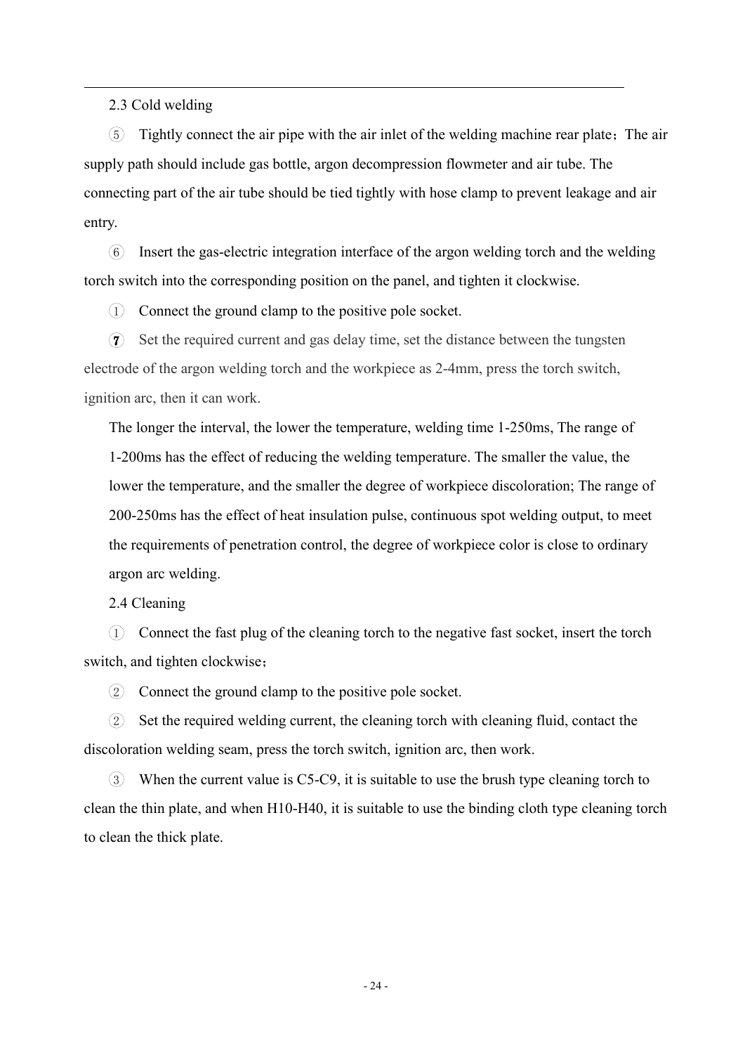2.3 Cold welding

⑤ Tightly connect the air pipe with the air inlet of the welding machine rear plate；The air supply path should include gas bottle, argon decompression flowmeter and air tube. The connecting part of the air tube should be tied tightly with hose clamp to prevent leakage and air entry.

⑥ Insert the gas-electric integration interface of the argon welding torch and the welding torch switch into the corresponding position on the panel, and tighten it clockwise.

① Connect the ground clamp to the positive pole socket.

❼ Set the required current and gas delay time, set the distance between the tungsten electrode of the argon welding torch and the workpiece as 2-4mm, press the torch switch, ignition arc, then it can work.

The longer the interval, the lower the temperature, welding time 1-250ms, The range of 1-200ms has the effect of reducing the welding temperature. The smaller the value, the lower the temperature, and the smaller the degree of workpiece discoloration; The range of 200-250ms has the effect of heat insulation pulse, continuous spot welding output, to meet the requirements of penetration control, the degree of workpiece color is close to ordinary argon arc welding.

2.4 Cleaning

① Connect the fast plug of the cleaning torch to the negative fast socket, insert the torch switch, and tighten clockwise；

② Connect the ground clamp to the positive pole socket.

② Set the required welding current, the cleaning torch with cleaning fluid, contact the discoloration welding seam, press the torch switch, ignition arc, then work.

③ When the current value is C5-C9, it is suitable to use the brush type cleaning torch to clean the thin plate, and when H10-H40, it is suitable to use the binding cloth type cleaning torch to clean the thick plate.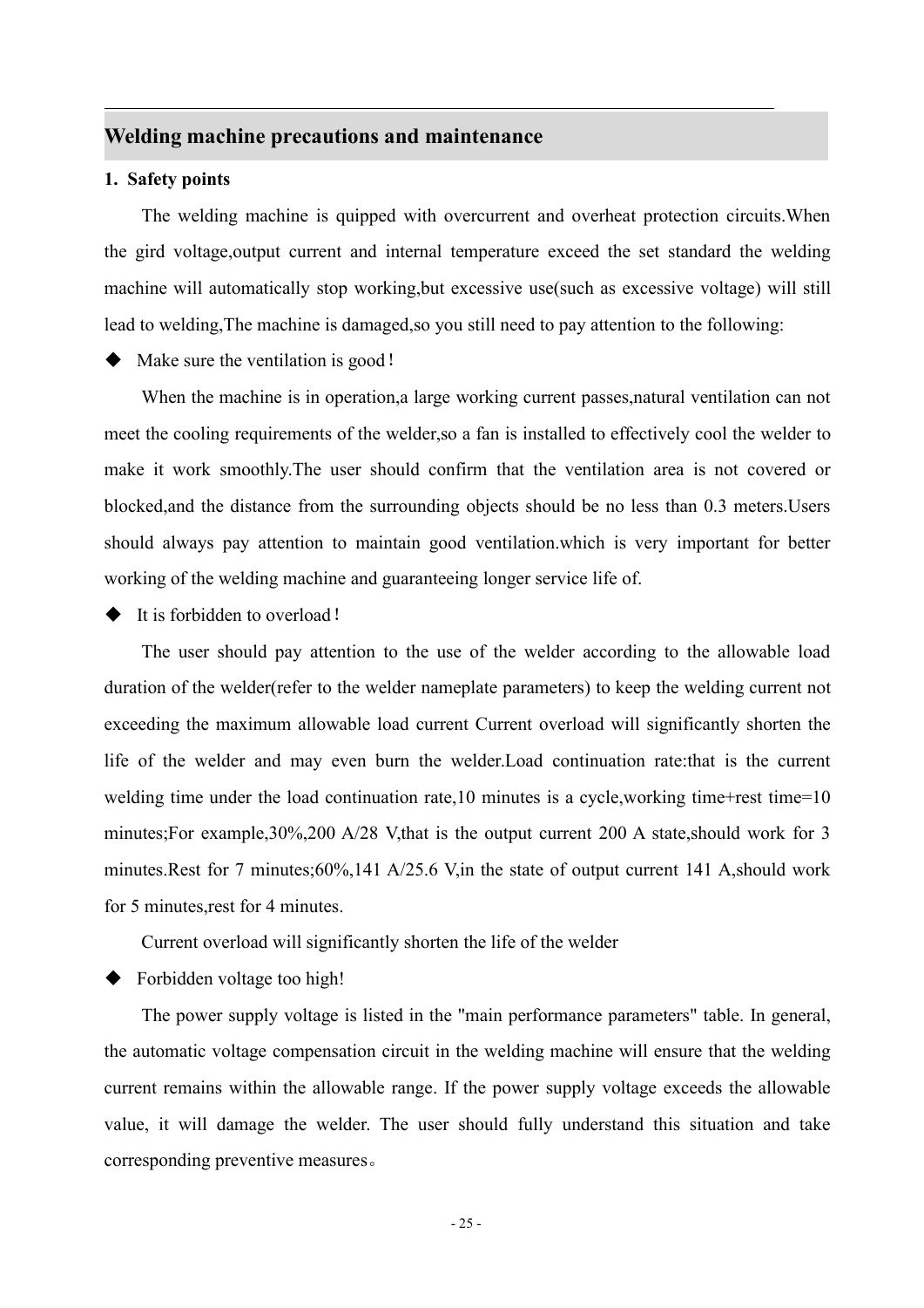## Welding machine precautions and maintenance

**1. Safety points**

The welding machine is quipped with overcurrent and overheat protection circuits.When the gird voltage,output current and internal temperature exceed the set standard the welding machine will automatically stop working,but excessive use(such as excessive voltage) will still lead to welding,The machine is damaged,so you still need to pay attention to the following:

◆ Make sure the ventilation is good！

When the machine is in operation,a large working current passes,natural ventilation can not meet the cooling requirements of the welder,so a fan is installed to effectively cool the welder to make it work smoothly.The user should confirm that the ventilation area is not covered or blocked,and the distance from the surrounding objects should be no less than 0.3 meters.Users should always pay attention to maintain good ventilation.which is very important for better working of the welding machine and guaranteeing longer service life of.

◆ It is forbidden to overload！

The user should pay attention to the use of the welder according to the allowable load duration of the welder(refer to the welder nameplate parameters) to keep the welding current not exceeding the maximum allowable load current Current overload will significantly shorten the life of the welder and may even burn the welder.Load continuation rate:that is the current welding time under the load continuation rate,10 minutes is a cycle,working time+rest time=10 minutes;For example,30%,200 A/28 V,that is the output current 200 A state,should work for 3 minutes.Rest for 7 minutes;60%,141 A/25.6 V,in the state of output current 141 A,should work for 5 minutes,rest for 4 minutes.

Current overload will significantly shorten the life of the welder

◆ Forbidden voltage too high!

The power supply voltage is listed in the "main performance parameters" table. In general, the automatic voltage compensation circuit in the welding machine will ensure that the welding current remains within the allowable range. If the power supply voltage exceeds the allowable value, it will damage the welder. The user should fully understand this situation and take corresponding preventive measures。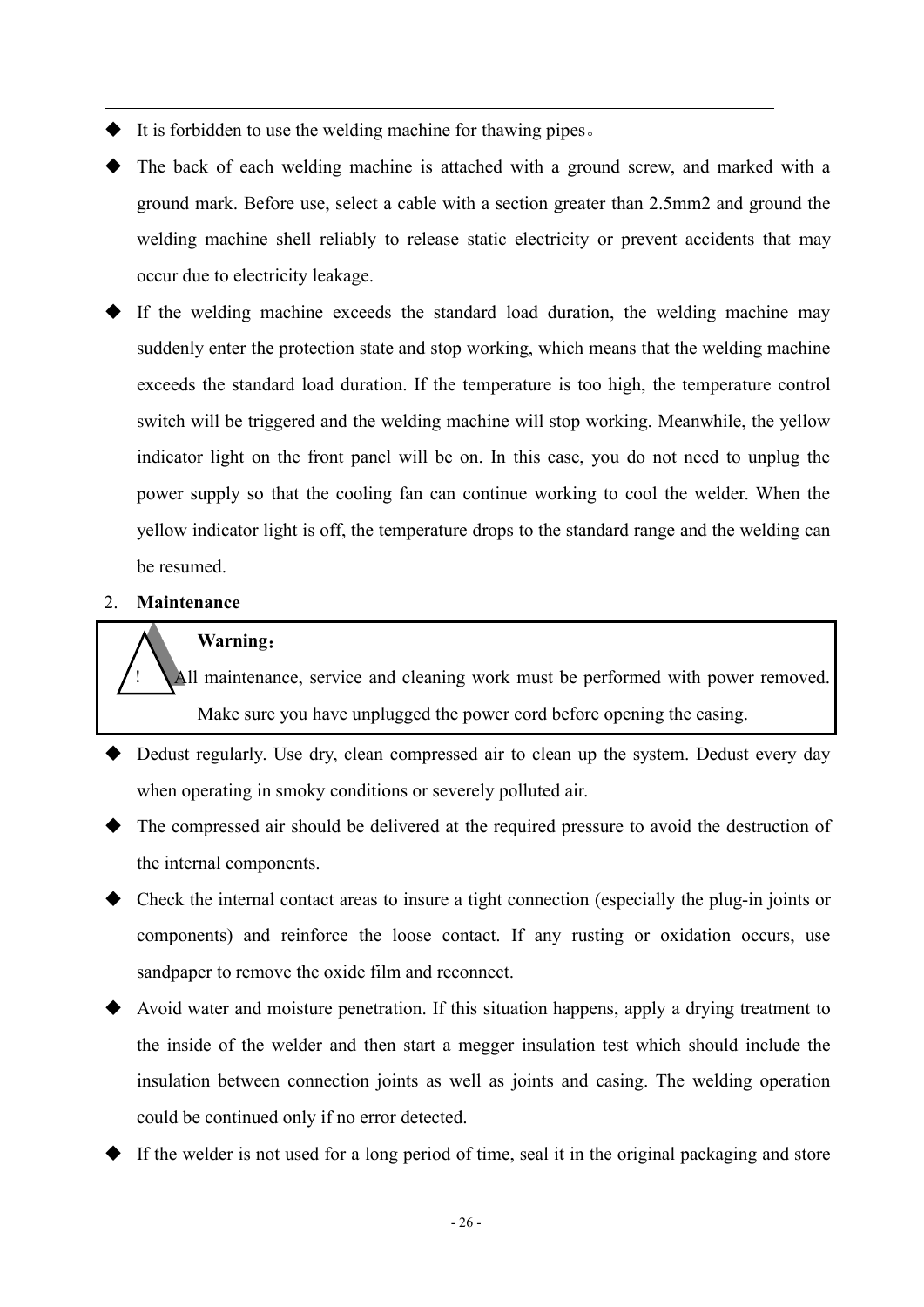- It is forbidden to use the welding machine for thawing pipes。
- The back of each welding machine is attached with a ground screw, and marked with a ground mark. Before use, select a cable with a section greater than 2.5mm2 and ground the welding machine shell reliably to release static electricity or prevent accidents that may occur due to electricity leakage.
- If the welding machine exceeds the standard load duration, the welding machine may suddenly enter the protection state and stop working, which means that the welding machine exceeds the standard load duration. If the temperature is too high, the temperature control switch will be triggered and the welding machine will stop working. Meanwhile, the yellow indicator light on the front panel will be on. In this case, you do not need to unplug the power supply so that the cooling fan can continue working to cool the welder. When the yellow indicator light is off, the temperature drops to the standard range and the welding can be resumed.

2. **Maintenance**

> ⚠ **Warning：**
> All maintenance, service and cleaning work must be performed with power removed. Make sure you have unplugged the power cord before opening the casing.

- Dedust regularly. Use dry, clean compressed air to clean up the system. Dedust every day when operating in smoky conditions or severely polluted air.
- The compressed air should be delivered at the required pressure to avoid the destruction of the internal components.
- Check the internal contact areas to insure a tight connection (especially the plug-in joints or components) and reinforce the loose contact. If any rusting or oxidation occurs, use sandpaper to remove the oxide film and reconnect.
- Avoid water and moisture penetration. If this situation happens, apply a drying treatment to the inside of the welder and then start a megger insulation test which should include the insulation between connection joints as well as joints and casing. The welding operation could be continued only if no error detected.
- If the welder is not used for a long period of time, seal it in the original packaging and store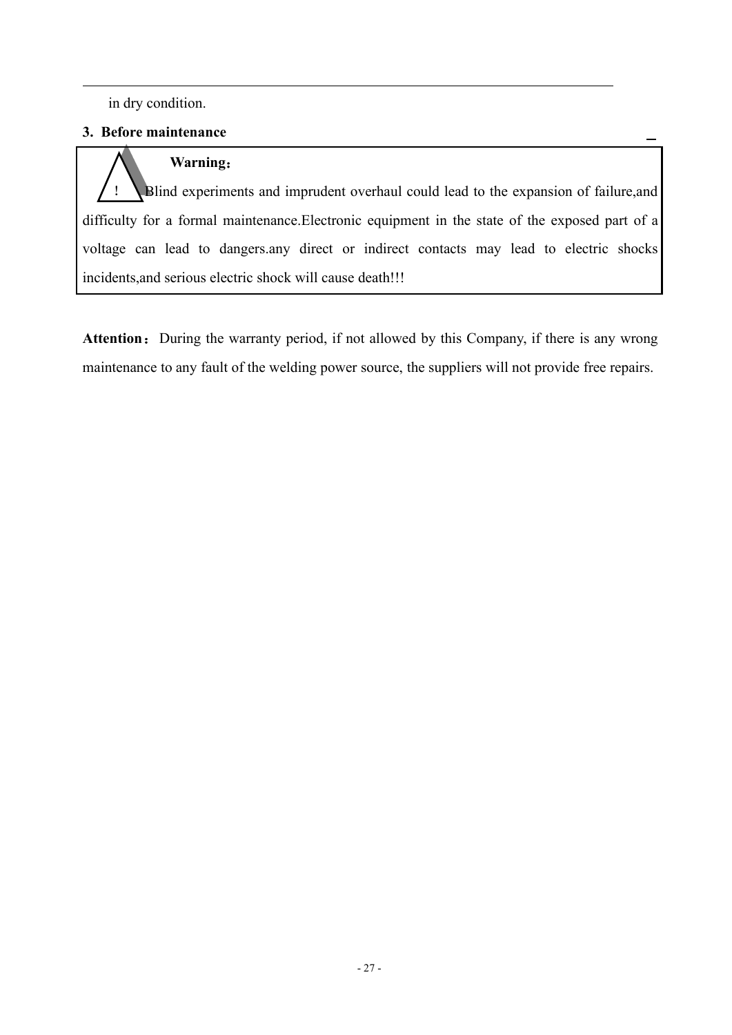in dry condition.

**3. Before maintenance**

> **Warning：**
>
> Blind experiments and imprudent overhaul could lead to the expansion of failure,and difficulty for a formal maintenance.Electronic equipment in the state of the exposed part of a voltage can lead to dangers.any direct or indirect contacts may lead to electric shocks incidents,and serious electric shock will cause death!!!

**Attention：** During the warranty period, if not allowed by this Company, if there is any wrong maintenance to any fault of the welding power source, the suppliers will not provide free repairs.